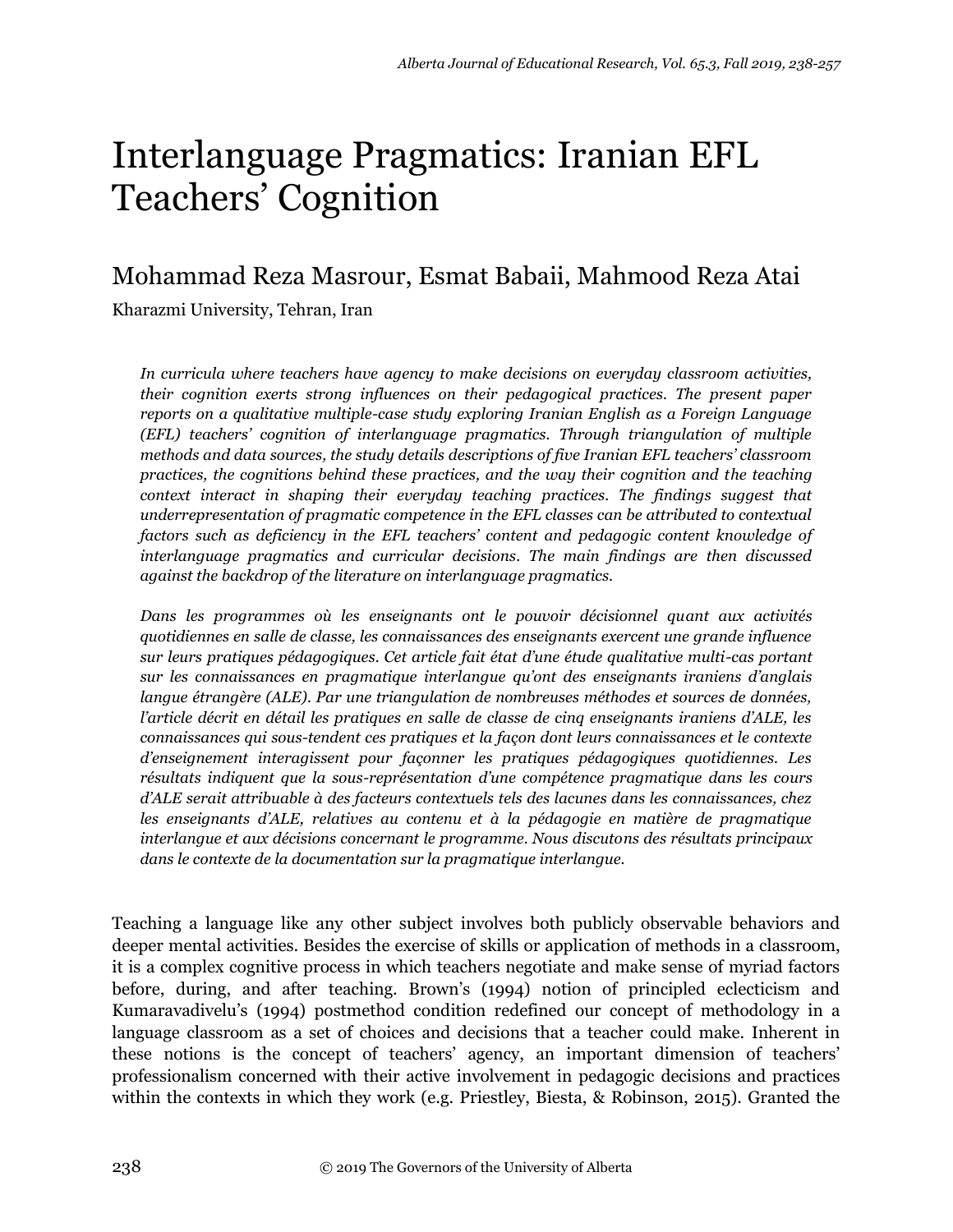# Interlanguage Pragmatics: Iranian EFL Teachers' Cognition

Mohammad Reza Masrour, Esmat Babaii, Mahmood Reza Atai

Kharazmi University, Tehran, Iran

*In curricula where teachers have agency to make decisions on everyday classroom activities, their cognition exerts strong influences on their pedagogical practices. The present paper reports on a qualitative multiple-case study exploring Iranian English as a Foreign Language (EFL) teachers' cognition of interlanguage pragmatics. Through triangulation of multiple methods and data sources, the study details descriptions of five Iranian EFL teachers' classroom practices, the cognitions behind these practices, and the way their cognition and the teaching context interact in shaping their everyday teaching practices. The findings suggest that underrepresentation of pragmatic competence in the EFL classes can be attributed to contextual factors such as deficiency in the EFL teachers' content and pedagogic content knowledge of interlanguage pragmatics and curricular decisions. The main findings are then discussed against the backdrop of the literature on interlanguage pragmatics.*

*Dans les programmes où les enseignants ont le pouvoir décisionnel quant aux activités quotidiennes en salle de classe, les connaissances des enseignants exercent une grande influence sur leurs pratiques pédagogiques. Cet article fait état d'une étude qualitative multi-cas portant sur les connaissances en pragmatique interlangue qu'ont des enseignants iraniens d'anglais langue étrangère (ALE). Par une triangulation de nombreuses méthodes et sources de données, l'article décrit en détail les pratiques en salle de classe de cinq enseignants iraniens d'ALE, les connaissances qui sous-tendent ces pratiques et la façon dont leurs connaissances et le contexte d'enseignement interagissent pour façonner les pratiques pédagogiques quotidiennes. Les résultats indiquent que la sous-représentation d'une compétence pragmatique dans les cours d'ALE serait attribuable à des facteurs contextuels tels des lacunes dans les connaissances, chez les enseignants d'ALE, relatives au contenu et à la pédagogie en matière de pragmatique interlangue et aux décisions concernant le programme. Nous discutons des résultats principaux dans le contexte de la documentation sur la pragmatique interlangue.*

Teaching a language like any other subject involves both publicly observable behaviors and deeper mental activities. Besides the exercise of skills or application of methods in a classroom, it is a complex cognitive process in which teachers negotiate and make sense of myriad factors before, during, and after teaching. Brown's (1994) notion of principled eclecticism and Kumaravadivelu's (1994) postmethod condition redefined our concept of methodology in a language classroom as a set of choices and decisions that a teacher could make. Inherent in these notions is the concept of teachers' agency, an important dimension of teachers' professionalism concerned with their active involvement in pedagogic decisions and practices within the contexts in which they work (e.g. Priestley, Biesta, & Robinson, 2015). Granted the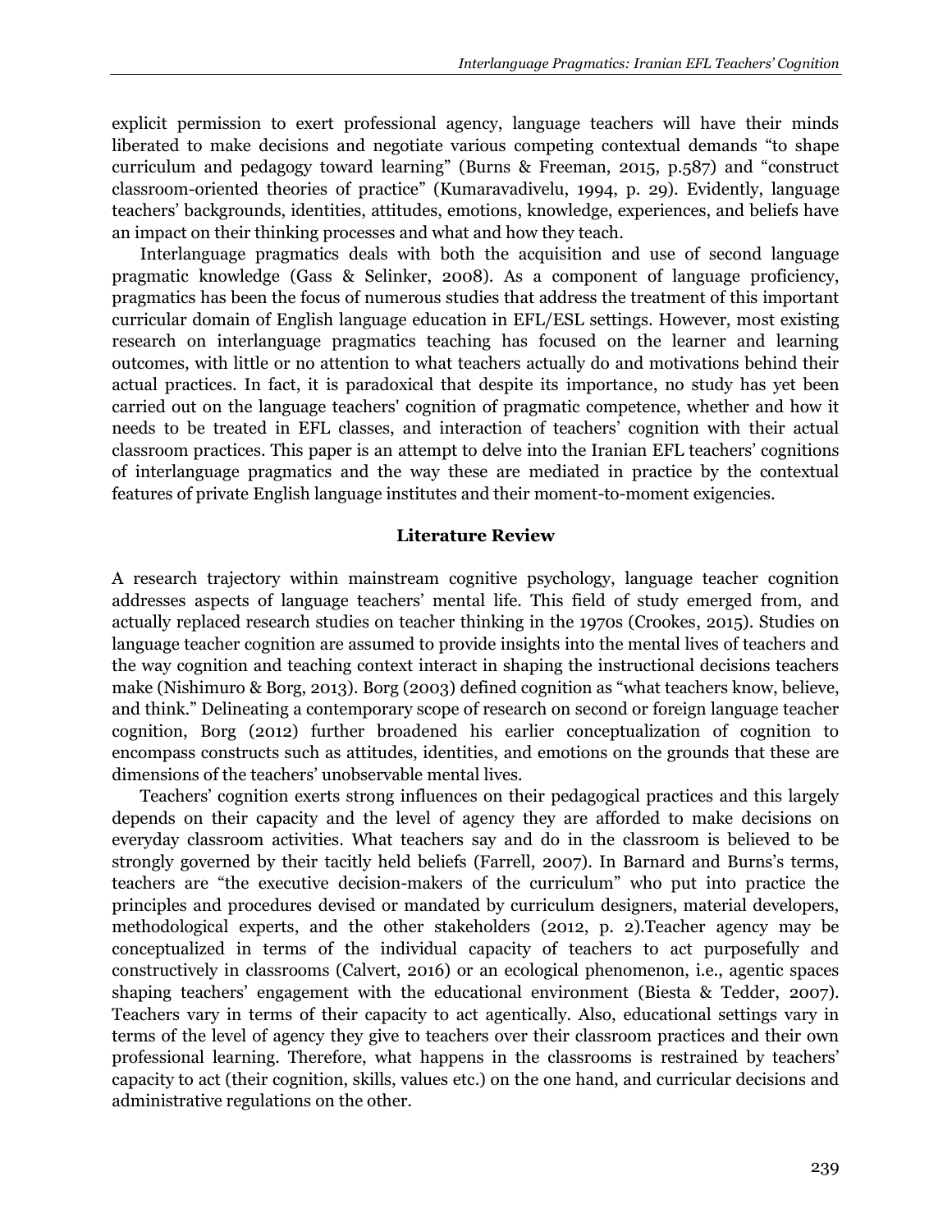explicit permission to exert professional agency, language teachers will have their minds liberated to make decisions and negotiate various competing contextual demands "to shape curriculum and pedagogy toward learning" (Burns & Freeman, 2015, p.587) and "construct classroom-oriented theories of practice" (Kumaravadivelu, 1994, p. 29). Evidently, language teachers' backgrounds, identities, attitudes, emotions, knowledge, experiences, and beliefs have an impact on their thinking processes and what and how they teach.

Interlanguage pragmatics deals with both the acquisition and use of second language pragmatic knowledge (Gass & Selinker, 2008). As a component of language proficiency, pragmatics has been the focus of numerous studies that address the treatment of this important curricular domain of English language education in EFL/ESL settings. However, most existing research on interlanguage pragmatics teaching has focused on the learner and learning outcomes, with little or no attention to what teachers actually do and motivations behind their actual practices. In fact, it is paradoxical that despite its importance, no study has yet been carried out on the language teachers' cognition of pragmatic competence, whether and how it needs to be treated in EFL classes, and interaction of teachers' cognition with their actual classroom practices. This paper is an attempt to delve into the Iranian EFL teachers' cognitions of interlanguage pragmatics and the way these are mediated in practice by the contextual features of private English language institutes and their moment-to-moment exigencies.

## Literature Review

A research trajectory within mainstream cognitive psychology, language teacher cognition addresses aspects of language teachers' mental life. This field of study emerged from, and actually replaced research studies on teacher thinking in the 1970s (Crookes, 2015). Studies on language teacher cognition are assumed to provide insights into the mental lives of teachers and the way cognition and teaching context interact in shaping the instructional decisions teachers make (Nishimuro & Borg, 2013). Borg (2003) defined cognition as "what teachers know, believe, and think." Delineating a contemporary scope of research on second or foreign language teacher cognition, Borg (2012) further broadened his earlier conceptualization of cognition to encompass constructs such as attitudes, identities, and emotions on the grounds that these are dimensions of the teachers' unobservable mental lives.

Teachers' cognition exerts strong influences on their pedagogical practices and this largely depends on their capacity and the level of agency they are afforded to make decisions on everyday classroom activities. What teachers say and do in the classroom is believed to be strongly governed by their tacitly held beliefs (Farrell, 2007). In Barnard and Burns's terms, teachers are "the executive decision-makers of the curriculum" who put into practice the principles and procedures devised or mandated by curriculum designers, material developers, methodological experts, and the other stakeholders (2012, p. 2).Teacher agency may be conceptualized in terms of the individual capacity of teachers to act purposefully and constructively in classrooms (Calvert, 2016) or an ecological phenomenon, i.e., agentic spaces shaping teachers' engagement with the educational environment (Biesta & Tedder, 2007). Teachers vary in terms of their capacity to act agentically. Also, educational settings vary in terms of the level of agency they give to teachers over their classroom practices and their own professional learning. Therefore, what happens in the classrooms is restrained by teachers' capacity to act (their cognition, skills, values etc.) on the one hand, and curricular decisions and administrative regulations on the other.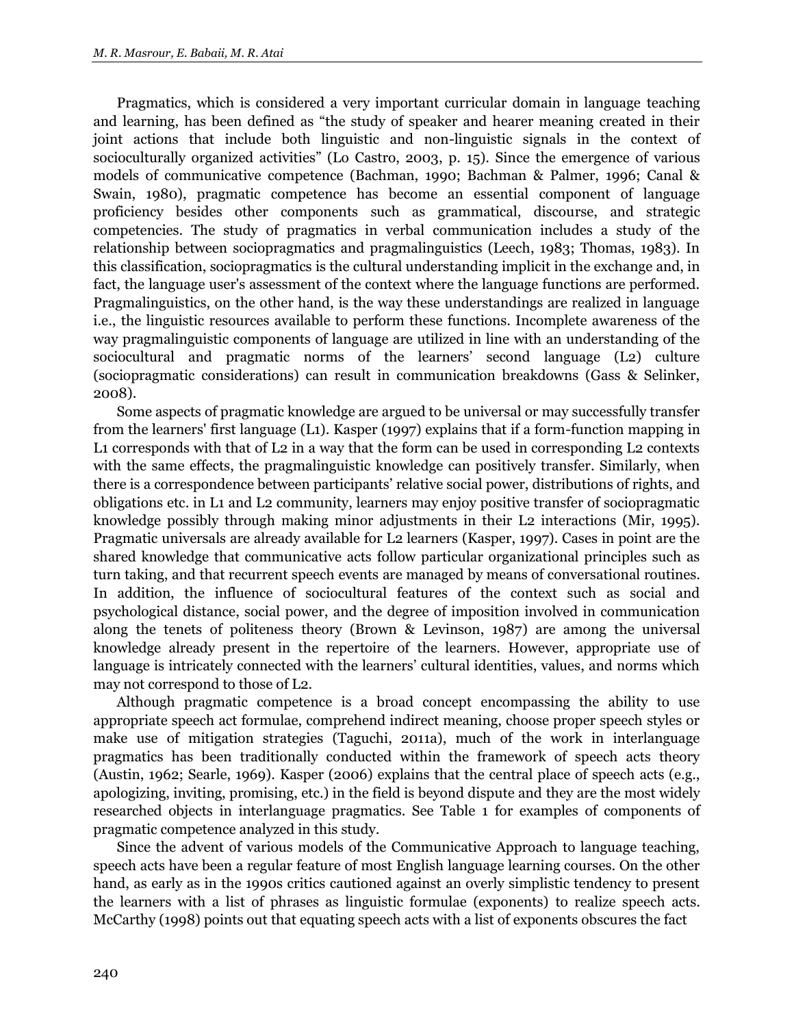Pragmatics, which is considered a very important curricular domain in language teaching and learning, has been defined as "the study of speaker and hearer meaning created in their joint actions that include both linguistic and non-linguistic signals in the context of socioculturally organized activities" (Lo Castro, 2003, p. 15). Since the emergence of various models of communicative competence (Bachman, 1990; Bachman & Palmer, 1996; Canal & Swain, 1980), pragmatic competence has become an essential component of language proficiency besides other components such as grammatical, discourse, and strategic competencies. The study of pragmatics in verbal communication includes a study of the relationship between sociopragmatics and pragmalinguistics (Leech, 1983; Thomas, 1983). In this classification, sociopragmatics is the cultural understanding implicit in the exchange and, in fact, the language user's assessment of the context where the language functions are performed. Pragmalinguistics, on the other hand, is the way these understandings are realized in language i.e., the linguistic resources available to perform these functions. Incomplete awareness of the way pragmalinguistic components of language are utilized in line with an understanding of the sociocultural and pragmatic norms of the learners' second language (L2) culture (sociopragmatic considerations) can result in communication breakdowns (Gass & Selinker, 2008).

Some aspects of pragmatic knowledge are argued to be universal or may successfully transfer from the learners' first language (L1). Kasper (1997) explains that if a form-function mapping in L1 corresponds with that of L2 in a way that the form can be used in corresponding L2 contexts with the same effects, the pragmalinguistic knowledge can positively transfer. Similarly, when there is a correspondence between participants' relative social power, distributions of rights, and obligations etc. in L1 and L2 community, learners may enjoy positive transfer of sociopragmatic knowledge possibly through making minor adjustments in their L2 interactions (Mir, 1995). Pragmatic universals are already available for L2 learners (Kasper, 1997). Cases in point are the shared knowledge that communicative acts follow particular organizational principles such as turn taking, and that recurrent speech events are managed by means of conversational routines. In addition, the influence of sociocultural features of the context such as social and psychological distance, social power, and the degree of imposition involved in communication along the tenets of politeness theory (Brown & Levinson, 1987) are among the universal knowledge already present in the repertoire of the learners. However, appropriate use of language is intricately connected with the learners' cultural identities, values, and norms which may not correspond to those of L2.

Although pragmatic competence is a broad concept encompassing the ability to use appropriate speech act formulae, comprehend indirect meaning, choose proper speech styles or make use of mitigation strategies (Taguchi, 2011a), much of the work in interlanguage pragmatics has been traditionally conducted within the framework of speech acts theory (Austin, 1962; Searle, 1969). Kasper (2006) explains that the central place of speech acts (e.g., apologizing, inviting, promising, etc.) in the field is beyond dispute and they are the most widely researched objects in interlanguage pragmatics. See Table 1 for examples of components of pragmatic competence analyzed in this study.

Since the advent of various models of the Communicative Approach to language teaching, speech acts have been a regular feature of most English language learning courses. On the other hand, as early as in the 1990s critics cautioned against an overly simplistic tendency to present the learners with a list of phrases as linguistic formulae (exponents) to realize speech acts. McCarthy (1998) points out that equating speech acts with a list of exponents obscures the fact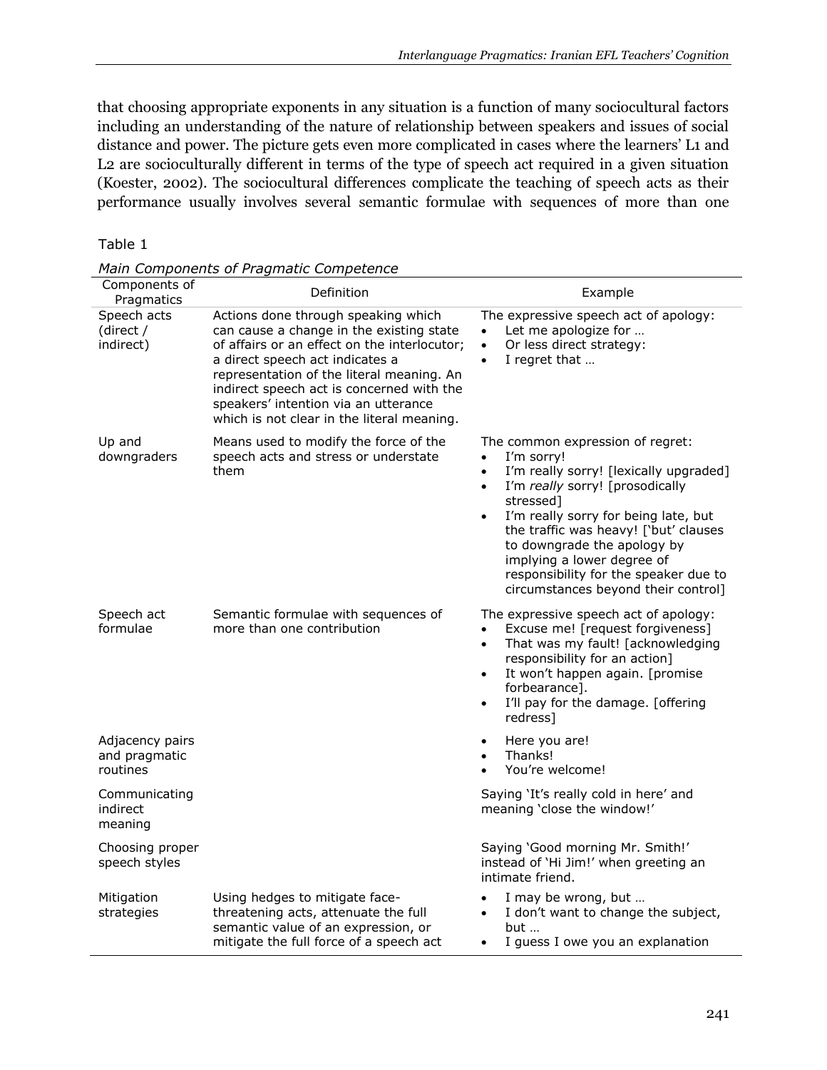that choosing appropriate exponents in any situation is a function of many sociocultural factors including an understanding of the nature of relationship between speakers and issues of social distance and power. The picture gets even more complicated in cases where the learners' L1 and L2 are socioculturally different in terms of the type of speech act required in a given situation (Koester, 2002). The sociocultural differences complicate the teaching of speech acts as their performance usually involves several semantic formulae with sequences of more than one

Table 1

*Main Components of Pragmatic Competence*

| Components of Pragmatics | Definition | Example |
|---|---|---|
| Speech acts (direct / indirect) | Actions done through speaking which can cause a change in the existing state of affairs or an effect on the interlocutor; a direct speech act indicates a representation of the literal meaning. An indirect speech act is concerned with the speakers' intention via an utterance which is not clear in the literal meaning. | The expressive speech act of apology: • Let me apologize for … • Or less direct strategy: • I regret that … |
| Up and downgraders | Means used to modify the force of the speech acts and stress or understate them | The common expression of regret: • I'm sorry! • I'm really sorry! [lexically upgraded] • I'm *really* sorry! [prosodically stressed] • I'm really sorry for being late, but the traffic was heavy! ['but' clauses to downgrade the apology by implying a lower degree of responsibility for the speaker due to circumstances beyond their control] |
| Speech act formulae | Semantic formulae with sequences of more than one contribution | The expressive speech act of apology: • Excuse me! [request forgiveness] • That was my fault! [acknowledging responsibility for an action] • It won't happen again. [promise forbearance]. • I'll pay for the damage. [offering redress] |
| Adjacency pairs and pragmatic routines | | • Here you are! • Thanks! • You're welcome! |
| Communicating indirect meaning | | Saying 'It's really cold in here' and meaning 'close the window!' |
| Choosing proper speech styles | | Saying 'Good morning Mr. Smith!' instead of 'Hi Jim!' when greeting an intimate friend. |
| Mitigation strategies | Using hedges to mitigate face-threatening acts, attenuate the full semantic value of an expression, or mitigate the full force of a speech act | • I may be wrong, but … • I don't want to change the subject, but … • I guess I owe you an explanation |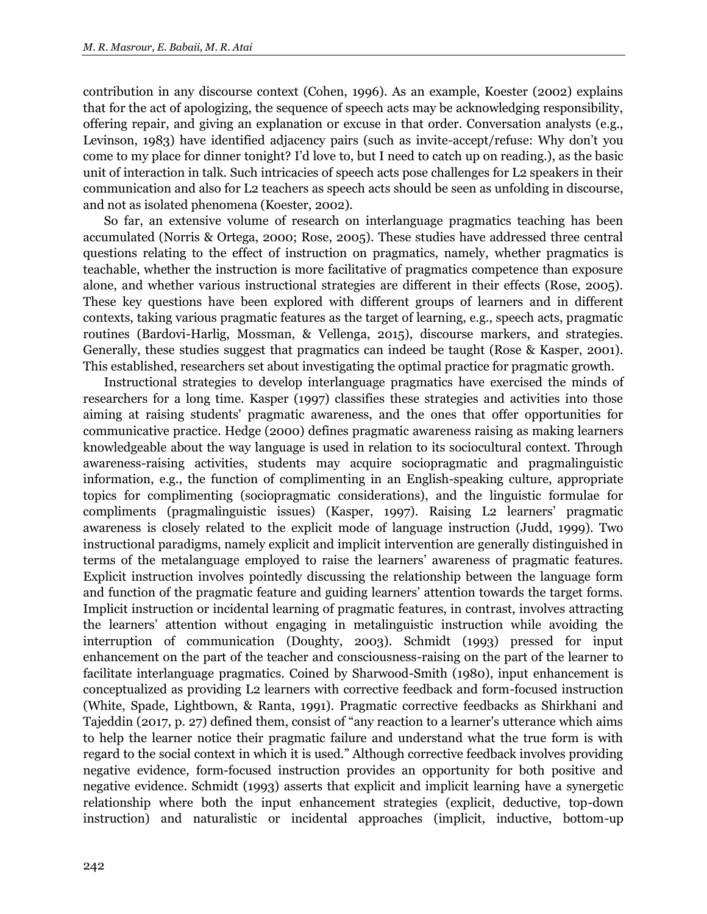contribution in any discourse context (Cohen, 1996). As an example, Koester (2002) explains that for the act of apologizing, the sequence of speech acts may be acknowledging responsibility, offering repair, and giving an explanation or excuse in that order. Conversation analysts (e.g., Levinson, 1983) have identified adjacency pairs (such as invite-accept/refuse: Why don't you come to my place for dinner tonight? I'd love to, but I need to catch up on reading.), as the basic unit of interaction in talk. Such intricacies of speech acts pose challenges for L2 speakers in their communication and also for L2 teachers as speech acts should be seen as unfolding in discourse, and not as isolated phenomena (Koester, 2002).

So far, an extensive volume of research on interlanguage pragmatics teaching has been accumulated (Norris & Ortega, 2000; Rose, 2005). These studies have addressed three central questions relating to the effect of instruction on pragmatics, namely, whether pragmatics is teachable, whether the instruction is more facilitative of pragmatics competence than exposure alone, and whether various instructional strategies are different in their effects (Rose, 2005). These key questions have been explored with different groups of learners and in different contexts, taking various pragmatic features as the target of learning, e.g., speech acts, pragmatic routines (Bardovi-Harlig, Mossman, & Vellenga, 2015), discourse markers, and strategies. Generally, these studies suggest that pragmatics can indeed be taught (Rose & Kasper, 2001). This established, researchers set about investigating the optimal practice for pragmatic growth.

Instructional strategies to develop interlanguage pragmatics have exercised the minds of researchers for a long time. Kasper (1997) classifies these strategies and activities into those aiming at raising students' pragmatic awareness, and the ones that offer opportunities for communicative practice. Hedge (2000) defines pragmatic awareness raising as making learners knowledgeable about the way language is used in relation to its sociocultural context. Through awareness-raising activities, students may acquire sociopragmatic and pragmalinguistic information, e.g., the function of complimenting in an English-speaking culture, appropriate topics for complimenting (sociopragmatic considerations), and the linguistic formulae for compliments (pragmalinguistic issues) (Kasper, 1997). Raising L2 learners' pragmatic awareness is closely related to the explicit mode of language instruction (Judd, 1999). Two instructional paradigms, namely explicit and implicit intervention are generally distinguished in terms of the metalanguage employed to raise the learners' awareness of pragmatic features. Explicit instruction involves pointedly discussing the relationship between the language form and function of the pragmatic feature and guiding learners' attention towards the target forms. Implicit instruction or incidental learning of pragmatic features, in contrast, involves attracting the learners' attention without engaging in metalinguistic instruction while avoiding the interruption of communication (Doughty, 2003). Schmidt (1993) pressed for input enhancement on the part of the teacher and consciousness-raising on the part of the learner to facilitate interlanguage pragmatics. Coined by Sharwood-Smith (1980), input enhancement is conceptualized as providing L2 learners with corrective feedback and form-focused instruction (White, Spade, Lightbown, & Ranta, 1991). Pragmatic corrective feedbacks as Shirkhani and Tajeddin (2017, p. 27) defined them, consist of "any reaction to a learner's utterance which aims to help the learner notice their pragmatic failure and understand what the true form is with regard to the social context in which it is used." Although corrective feedback involves providing negative evidence, form-focused instruction provides an opportunity for both positive and negative evidence. Schmidt (1993) asserts that explicit and implicit learning have a synergetic relationship where both the input enhancement strategies (explicit, deductive, top-down instruction) and naturalistic or incidental approaches (implicit, inductive, bottom-up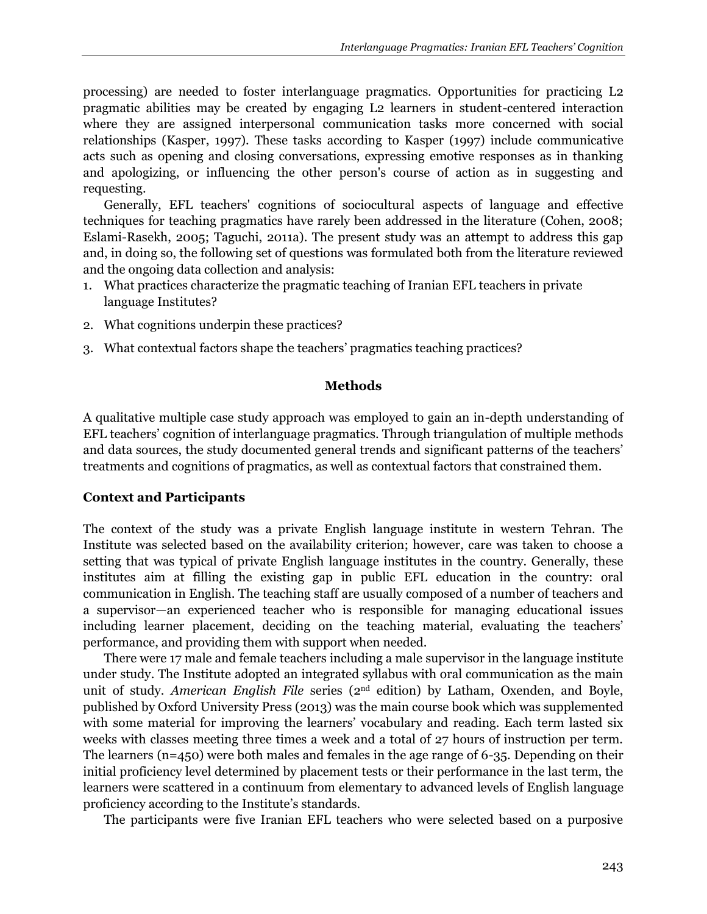processing) are needed to foster interlanguage pragmatics. Opportunities for practicing L2 pragmatic abilities may be created by engaging L2 learners in student-centered interaction where they are assigned interpersonal communication tasks more concerned with social relationships (Kasper, 1997). These tasks according to Kasper (1997) include communicative acts such as opening and closing conversations, expressing emotive responses as in thanking and apologizing, or influencing the other person's course of action as in suggesting and requesting.

Generally, EFL teachers' cognitions of sociocultural aspects of language and effective techniques for teaching pragmatics have rarely been addressed in the literature (Cohen, 2008; Eslami-Rasekh, 2005; Taguchi, 2011a). The present study was an attempt to address this gap and, in doing so, the following set of questions was formulated both from the literature reviewed and the ongoing data collection and analysis:

1. What practices characterize the pragmatic teaching of Iranian EFL teachers in private language Institutes?
2. What cognitions underpin these practices?
3. What contextual factors shape the teachers' pragmatics teaching practices?

## Methods

A qualitative multiple case study approach was employed to gain an in-depth understanding of EFL teachers' cognition of interlanguage pragmatics. Through triangulation of multiple methods and data sources, the study documented general trends and significant patterns of the teachers' treatments and cognitions of pragmatics, as well as contextual factors that constrained them.

### Context and Participants

The context of the study was a private English language institute in western Tehran. The Institute was selected based on the availability criterion; however, care was taken to choose a setting that was typical of private English language institutes in the country. Generally, these institutes aim at filling the existing gap in public EFL education in the country: oral communication in English. The teaching staff are usually composed of a number of teachers and a supervisor—an experienced teacher who is responsible for managing educational issues including learner placement, deciding on the teaching material, evaluating the teachers' performance, and providing them with support when needed.

There were 17 male and female teachers including a male supervisor in the language institute under study. The Institute adopted an integrated syllabus with oral communication as the main unit of study. *American English File* series (2nd edition) by Latham, Oxenden, and Boyle, published by Oxford University Press (2013) was the main course book which was supplemented with some material for improving the learners' vocabulary and reading. Each term lasted six weeks with classes meeting three times a week and a total of 27 hours of instruction per term. The learners (n=450) were both males and females in the age range of 6-35. Depending on their initial proficiency level determined by placement tests or their performance in the last term, the learners were scattered in a continuum from elementary to advanced levels of English language proficiency according to the Institute's standards.

The participants were five Iranian EFL teachers who were selected based on a purposive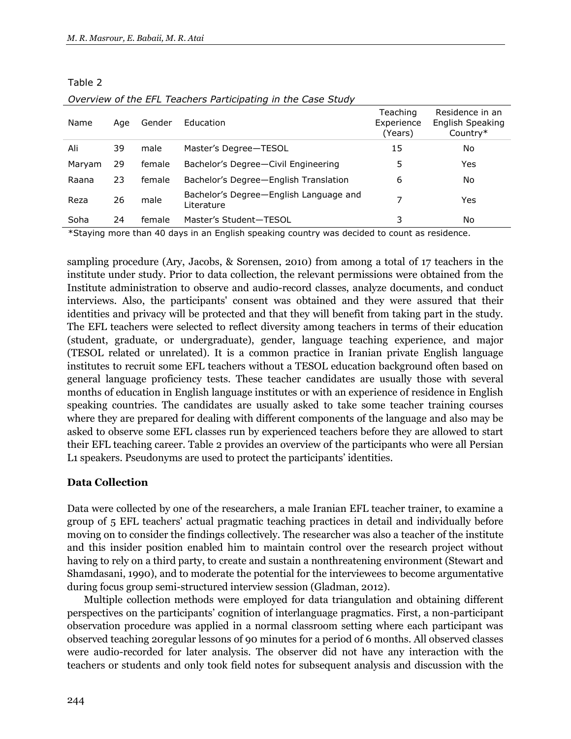Table 2

*Overview of the EFL Teachers Participating in the Case Study*

| Name | Age | Gender | Education | Teaching Experience (Years) | Residence in an English Speaking Country* |
|---|---|---|---|---|---|
| Ali | 39 | male | Master's Degree—TESOL | 15 | No |
| Maryam | 29 | female | Bachelor's Degree—Civil Engineering | 5 | Yes |
| Raana | 23 | female | Bachelor's Degree—English Translation | 6 | No |
| Reza | 26 | male | Bachelor's Degree—English Language and Literature | 7 | Yes |
| Soha | 24 | female | Master's Student—TESOL | 3 | No |

*Staying more than 40 days in an English speaking country was decided to count as residence.

sampling procedure (Ary, Jacobs, & Sorensen, 2010) from among a total of 17 teachers in the institute under study. Prior to data collection, the relevant permissions were obtained from the Institute administration to observe and audio-record classes, analyze documents, and conduct interviews. Also, the participants' consent was obtained and they were assured that their identities and privacy will be protected and that they will benefit from taking part in the study. The EFL teachers were selected to reflect diversity among teachers in terms of their education (student, graduate, or undergraduate), gender, language teaching experience, and major (TESOL related or unrelated). It is a common practice in Iranian private English language institutes to recruit some EFL teachers without a TESOL education background often based on general language proficiency tests. These teacher candidates are usually those with several months of education in English language institutes or with an experience of residence in English speaking countries. The candidates are usually asked to take some teacher training courses where they are prepared for dealing with different components of the language and also may be asked to observe some EFL classes run by experienced teachers before they are allowed to start their EFL teaching career. Table 2 provides an overview of the participants who were all Persian L1 speakers. Pseudonyms are used to protect the participants' identities.

## Data Collection

Data were collected by one of the researchers, a male Iranian EFL teacher trainer, to examine a group of 5 EFL teachers' actual pragmatic teaching practices in detail and individually before moving on to consider the findings collectively. The researcher was also a teacher of the institute and this insider position enabled him to maintain control over the research project without having to rely on a third party, to create and sustain a nonthreatening environment (Stewart and Shamdasani, 1990), and to moderate the potential for the interviewees to become argumentative during focus group semi-structured interview session (Gladman, 2012).

Multiple collection methods were employed for data triangulation and obtaining different perspectives on the participants' cognition of interlanguage pragmatics. First, a non-participant observation procedure was applied in a normal classroom setting where each participant was observed teaching 20regular lessons of 90 minutes for a period of 6 months. All observed classes were audio-recorded for later analysis. The observer did not have any interaction with the teachers or students and only took field notes for subsequent analysis and discussion with the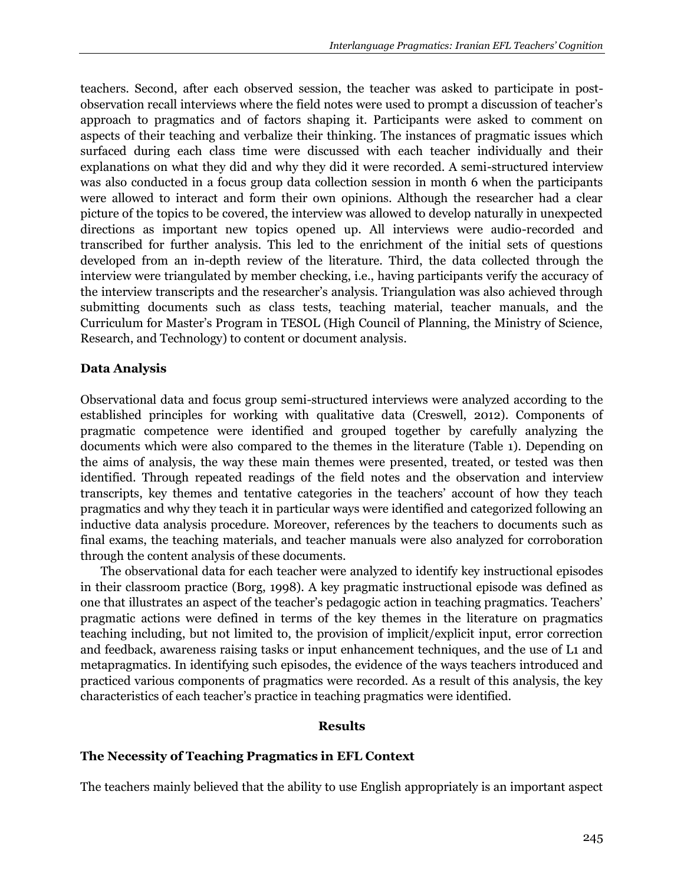teachers. Second, after each observed session, the teacher was asked to participate in post-observation recall interviews where the field notes were used to prompt a discussion of teacher's approach to pragmatics and of factors shaping it. Participants were asked to comment on aspects of their teaching and verbalize their thinking. The instances of pragmatic issues which surfaced during each class time were discussed with each teacher individually and their explanations on what they did and why they did it were recorded. A semi-structured interview was also conducted in a focus group data collection session in month 6 when the participants were allowed to interact and form their own opinions. Although the researcher had a clear picture of the topics to be covered, the interview was allowed to develop naturally in unexpected directions as important new topics opened up. All interviews were audio-recorded and transcribed for further analysis. This led to the enrichment of the initial sets of questions developed from an in-depth review of the literature. Third, the data collected through the interview were triangulated by member checking, i.e., having participants verify the accuracy of the interview transcripts and the researcher's analysis. Triangulation was also achieved through submitting documents such as class tests, teaching material, teacher manuals, and the Curriculum for Master's Program in TESOL (High Council of Planning, the Ministry of Science, Research, and Technology) to content or document analysis.

### Data Analysis

Observational data and focus group semi-structured interviews were analyzed according to the established principles for working with qualitative data (Creswell, 2012). Components of pragmatic competence were identified and grouped together by carefully analyzing the documents which were also compared to the themes in the literature (Table 1). Depending on the aims of analysis, the way these main themes were presented, treated, or tested was then identified. Through repeated readings of the field notes and the observation and interview transcripts, key themes and tentative categories in the teachers' account of how they teach pragmatics and why they teach it in particular ways were identified and categorized following an inductive data analysis procedure. Moreover, references by the teachers to documents such as final exams, the teaching materials, and teacher manuals were also analyzed for corroboration through the content analysis of these documents.

The observational data for each teacher were analyzed to identify key instructional episodes in their classroom practice (Borg, 1998). A key pragmatic instructional episode was defined as one that illustrates an aspect of the teacher's pedagogic action in teaching pragmatics. Teachers' pragmatic actions were defined in terms of the key themes in the literature on pragmatics teaching including, but not limited to, the provision of implicit/explicit input, error correction and feedback, awareness raising tasks or input enhancement techniques, and the use of L1 and metapragmatics. In identifying such episodes, the evidence of the ways teachers introduced and practiced various components of pragmatics were recorded. As a result of this analysis, the key characteristics of each teacher's practice in teaching pragmatics were identified.

## Results

### The Necessity of Teaching Pragmatics in EFL Context

The teachers mainly believed that the ability to use English appropriately is an important aspect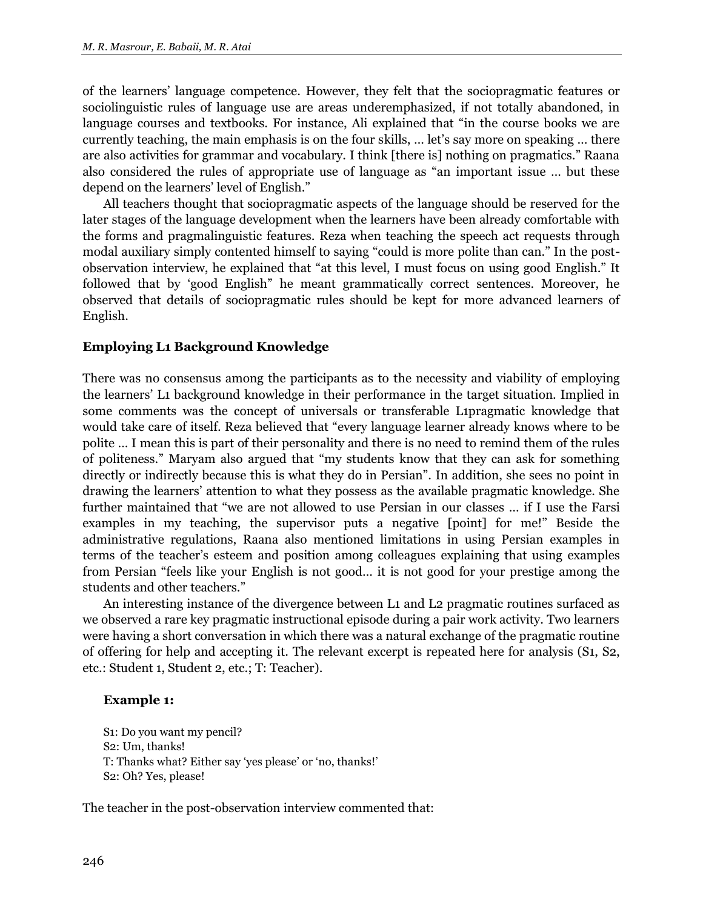of the learners' language competence. However, they felt that the sociopragmatic features or sociolinguistic rules of language use are areas underemphasized, if not totally abandoned, in language courses and textbooks. For instance, Ali explained that "in the course books we are currently teaching, the main emphasis is on the four skills, … let's say more on speaking … there are also activities for grammar and vocabulary. I think [there is] nothing on pragmatics." Raana also considered the rules of appropriate use of language as "an important issue … but these depend on the learners' level of English."

All teachers thought that sociopragmatic aspects of the language should be reserved for the later stages of the language development when the learners have been already comfortable with the forms and pragmalinguistic features. Reza when teaching the speech act requests through modal auxiliary simply contented himself to saying "could is more polite than can." In the post-observation interview, he explained that "at this level, I must focus on using good English." It followed that by 'good English" he meant grammatically correct sentences. Moreover, he observed that details of sociopragmatic rules should be kept for more advanced learners of English.

### Employing L1 Background Knowledge

There was no consensus among the participants as to the necessity and viability of employing the learners' L1 background knowledge in their performance in the target situation. Implied in some comments was the concept of universals or transferable L1pragmatic knowledge that would take care of itself. Reza believed that "every language learner already knows where to be polite … I mean this is part of their personality and there is no need to remind them of the rules of politeness." Maryam also argued that "my students know that they can ask for something directly or indirectly because this is what they do in Persian". In addition, she sees no point in drawing the learners' attention to what they possess as the available pragmatic knowledge. She further maintained that "we are not allowed to use Persian in our classes … if I use the Farsi examples in my teaching, the supervisor puts a negative [point] for me!" Beside the administrative regulations, Raana also mentioned limitations in using Persian examples in terms of the teacher's esteem and position among colleagues explaining that using examples from Persian "feels like your English is not good… it is not good for your prestige among the students and other teachers."

An interesting instance of the divergence between L1 and L2 pragmatic routines surfaced as we observed a rare key pragmatic instructional episode during a pair work activity. Two learners were having a short conversation in which there was a natural exchange of the pragmatic routine of offering for help and accepting it. The relevant excerpt is repeated here for analysis (S1, S2, etc.: Student 1, Student 2, etc.; T: Teacher).

**Example 1:**

S1: Do you want my pencil?
S2: Um, thanks!
T: Thanks what? Either say 'yes please' or 'no, thanks!'
S2: Oh? Yes, please!

The teacher in the post-observation interview commented that: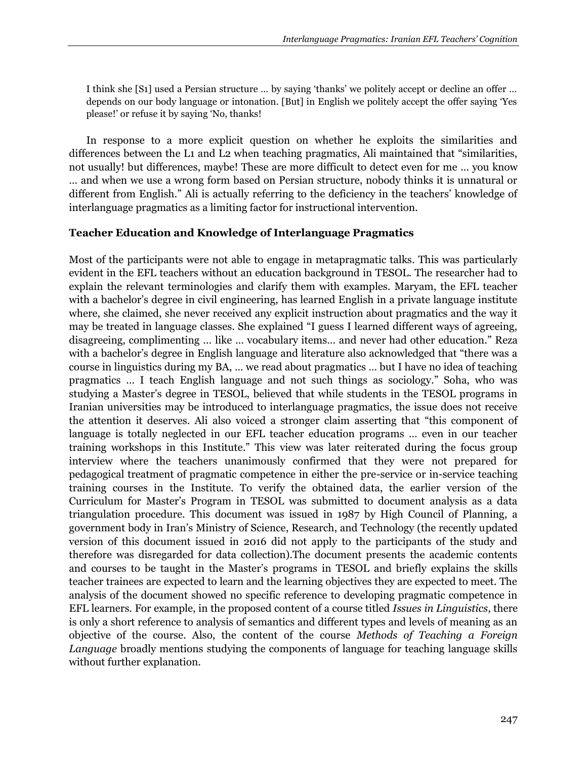> I think she [S1] used a Persian structure … by saying 'thanks' we politely accept or decline an offer … depends on our body language or intonation. [But] in English we politely accept the offer saying 'Yes please!' or refuse it by saying 'No, thanks!

In response to a more explicit question on whether he exploits the similarities and differences between the L1 and L2 when teaching pragmatics, Ali maintained that "similarities, not usually! but differences, maybe! These are more difficult to detect even for me … you know … and when we use a wrong form based on Persian structure, nobody thinks it is unnatural or different from English." Ali is actually referring to the deficiency in the teachers' knowledge of interlanguage pragmatics as a limiting factor for instructional intervention.

### Teacher Education and Knowledge of Interlanguage Pragmatics

Most of the participants were not able to engage in metapragmatic talks. This was particularly evident in the EFL teachers without an education background in TESOL. The researcher had to explain the relevant terminologies and clarify them with examples. Maryam, the EFL teacher with a bachelor's degree in civil engineering, has learned English in a private language institute where, she claimed, she never received any explicit instruction about pragmatics and the way it may be treated in language classes. She explained "I guess I learned different ways of agreeing, disagreeing, complimenting … like … vocabulary items… and never had other education." Reza with a bachelor's degree in English language and literature also acknowledged that "there was a course in linguistics during my BA, … we read about pragmatics … but I have no idea of teaching pragmatics … I teach English language and not such things as sociology." Soha, who was studying a Master's degree in TESOL, believed that while students in the TESOL programs in Iranian universities may be introduced to interlanguage pragmatics, the issue does not receive the attention it deserves. Ali also voiced a stronger claim asserting that "this component of language is totally neglected in our EFL teacher education programs … even in our teacher training workshops in this Institute." This view was later reiterated during the focus group interview where the teachers unanimously confirmed that they were not prepared for pedagogical treatment of pragmatic competence in either the pre-service or in-service teaching training courses in the Institute. To verify the obtained data, the earlier version of the Curriculum for Master's Program in TESOL was submitted to document analysis as a data triangulation procedure. This document was issued in 1987 by High Council of Planning, a government body in Iran's Ministry of Science, Research, and Technology (the recently updated version of this document issued in 2016 did not apply to the participants of the study and therefore was disregarded for data collection).The document presents the academic contents and courses to be taught in the Master's programs in TESOL and briefly explains the skills teacher trainees are expected to learn and the learning objectives they are expected to meet. The analysis of the document showed no specific reference to developing pragmatic competence in EFL learners. For example, in the proposed content of a course titled *Issues in Linguistics*, there is only a short reference to analysis of semantics and different types and levels of meaning as an objective of the course. Also, the content of the course *Methods of Teaching a Foreign Language* broadly mentions studying the components of language for teaching language skills without further explanation.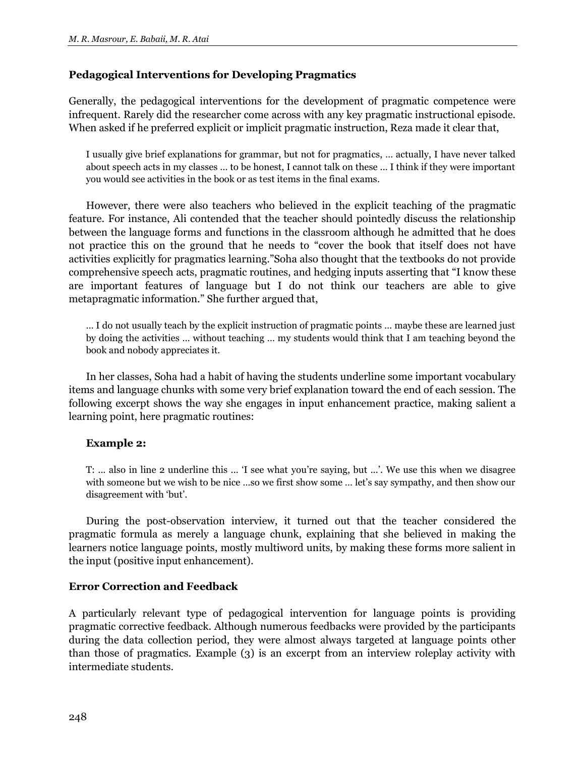### Pedagogical Interventions for Developing Pragmatics

Generally, the pedagogical interventions for the development of pragmatic competence were infrequent. Rarely did the researcher come across with any key pragmatic instructional episode. When asked if he preferred explicit or implicit pragmatic instruction, Reza made it clear that,

> I usually give brief explanations for grammar, but not for pragmatics, … actually, I have never talked about speech acts in my classes … to be honest, I cannot talk on these … I think if they were important you would see activities in the book or as test items in the final exams.

However, there were also teachers who believed in the explicit teaching of the pragmatic feature. For instance, Ali contended that the teacher should pointedly discuss the relationship between the language forms and functions in the classroom although he admitted that he does not practice this on the ground that he needs to "cover the book that itself does not have activities explicitly for pragmatics learning."Soha also thought that the textbooks do not provide comprehensive speech acts, pragmatic routines, and hedging inputs asserting that "I know these are important features of language but I do not think our teachers are able to give metapragmatic information." She further argued that,

> … I do not usually teach by the explicit instruction of pragmatic points … maybe these are learned just by doing the activities … without teaching … my students would think that I am teaching beyond the book and nobody appreciates it.

In her classes, Soha had a habit of having the students underline some important vocabulary items and language chunks with some very brief explanation toward the end of each session. The following excerpt shows the way she engages in input enhancement practice, making salient a learning point, here pragmatic routines:

**Example 2:**

> T: … also in line 2 underline this … 'I see what you're saying, but …'. We use this when we disagree with someone but we wish to be nice …so we first show some … let's say sympathy, and then show our disagreement with 'but'.

During the post-observation interview, it turned out that the teacher considered the pragmatic formula as merely a language chunk, explaining that she believed in making the learners notice language points, mostly multiword units, by making these forms more salient in the input (positive input enhancement).

### Error Correction and Feedback

A particularly relevant type of pedagogical intervention for language points is providing pragmatic corrective feedback. Although numerous feedbacks were provided by the participants during the data collection period, they were almost always targeted at language points other than those of pragmatics. Example (3) is an excerpt from an interview roleplay activity with intermediate students.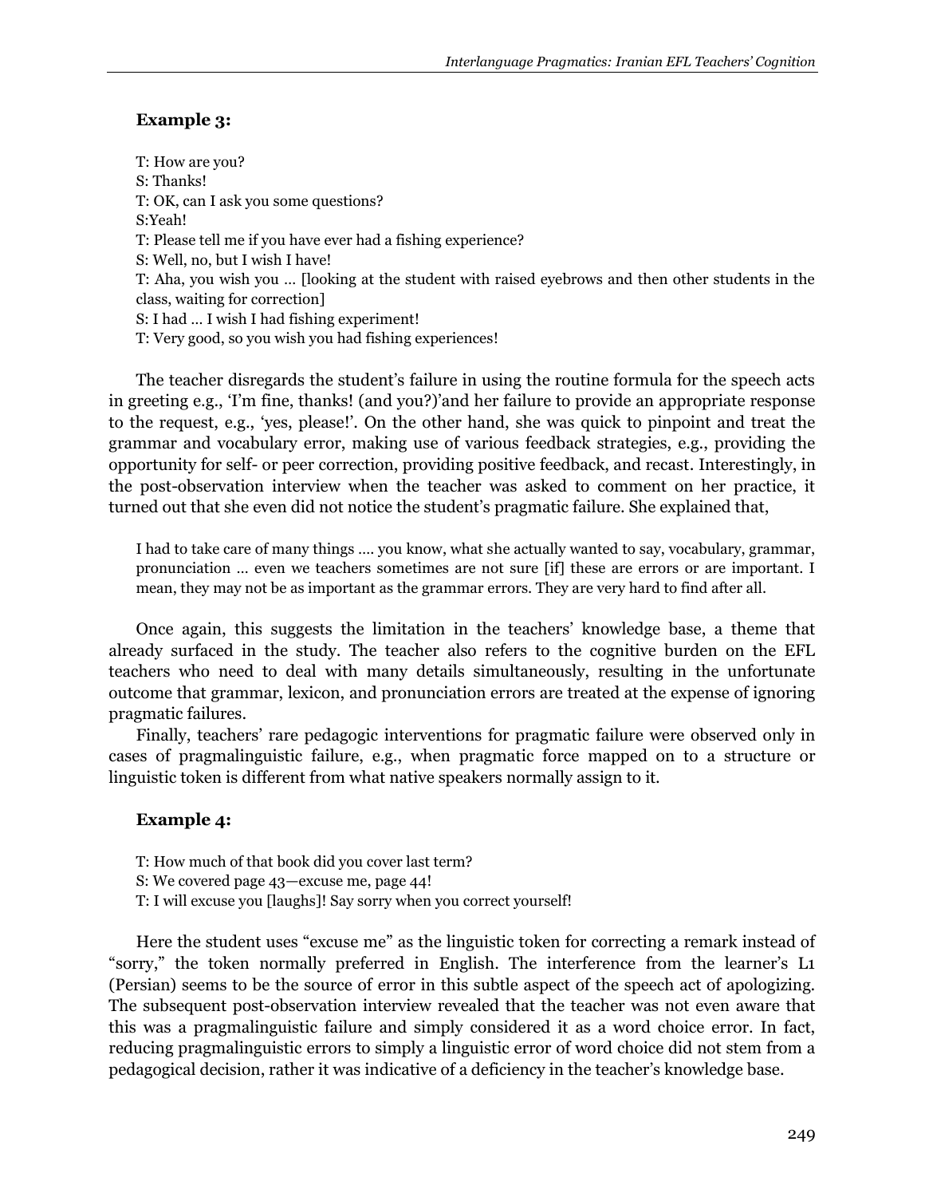**Example 3:**

> T: How are you?
> S: Thanks!
> T: OK, can I ask you some questions?
> S:Yeah!
> T: Please tell me if you have ever had a fishing experience?
> S: Well, no, but I wish I have!
> T: Aha, you wish you … [looking at the student with raised eyebrows and then other students in the class, waiting for correction]
> S: I had … I wish I had fishing experiment!
> T: Very good, so you wish you had fishing experiences!

The teacher disregards the student's failure in using the routine formula for the speech acts in greeting e.g., 'I'm fine, thanks! (and you?)'and her failure to provide an appropriate response to the request, e.g., 'yes, please!'. On the other hand, she was quick to pinpoint and treat the grammar and vocabulary error, making use of various feedback strategies, e.g., providing the opportunity for self- or peer correction, providing positive feedback, and recast. Interestingly, in the post-observation interview when the teacher was asked to comment on her practice, it turned out that she even did not notice the student's pragmatic failure. She explained that,

> I had to take care of many things …. you know, what she actually wanted to say, vocabulary, grammar, pronunciation … even we teachers sometimes are not sure [if] these are errors or are important. I mean, they may not be as important as the grammar errors. They are very hard to find after all.

Once again, this suggests the limitation in the teachers' knowledge base, a theme that already surfaced in the study. The teacher also refers to the cognitive burden on the EFL teachers who need to deal with many details simultaneously, resulting in the unfortunate outcome that grammar, lexicon, and pronunciation errors are treated at the expense of ignoring pragmatic failures.

Finally, teachers' rare pedagogic interventions for pragmatic failure were observed only in cases of pragmalinguistic failure, e.g., when pragmatic force mapped on to a structure or linguistic token is different from what native speakers normally assign to it.

**Example 4:**

> T: How much of that book did you cover last term?
> S: We covered page 43—excuse me, page 44!
> T: I will excuse you [laughs]! Say sorry when you correct yourself!

Here the student uses "excuse me" as the linguistic token for correcting a remark instead of "sorry," the token normally preferred in English. The interference from the learner's L1 (Persian) seems to be the source of error in this subtle aspect of the speech act of apologizing. The subsequent post-observation interview revealed that the teacher was not even aware that this was a pragmalinguistic failure and simply considered it as a word choice error. In fact, reducing pragmalinguistic errors to simply a linguistic error of word choice did not stem from a pedagogical decision, rather it was indicative of a deficiency in the teacher's knowledge base.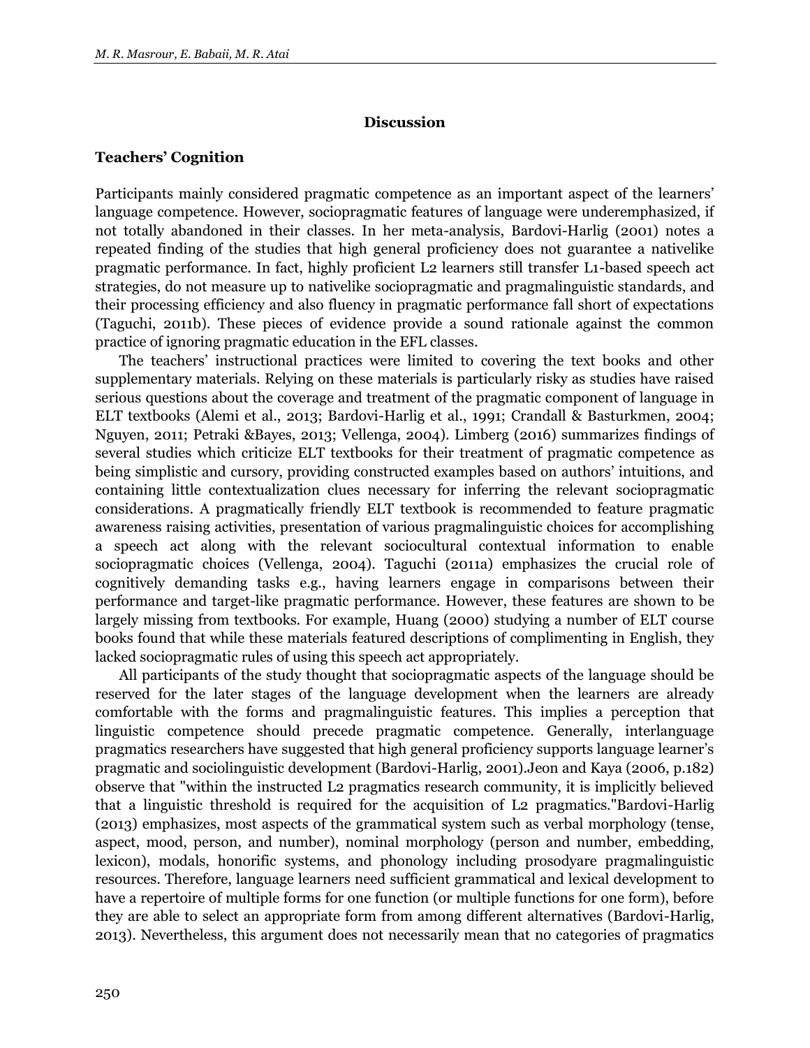## Discussion

### Teachers' Cognition

Participants mainly considered pragmatic competence as an important aspect of the learners' language competence. However, sociopragmatic features of language were underemphasized, if not totally abandoned in their classes. In her meta-analysis, Bardovi-Harlig (2001) notes a repeated finding of the studies that high general proficiency does not guarantee a nativelike pragmatic performance. In fact, highly proficient L2 learners still transfer L1-based speech act strategies, do not measure up to nativelike sociopragmatic and pragmalinguistic standards, and their processing efficiency and also fluency in pragmatic performance fall short of expectations (Taguchi, 2011b). These pieces of evidence provide a sound rationale against the common practice of ignoring pragmatic education in the EFL classes.

The teachers' instructional practices were limited to covering the text books and other supplementary materials. Relying on these materials is particularly risky as studies have raised serious questions about the coverage and treatment of the pragmatic component of language in ELT textbooks (Alemi et al., 2013; Bardovi-Harlig et al., 1991; Crandall & Basturkmen, 2004; Nguyen, 2011; Petraki &Bayes, 2013; Vellenga, 2004). Limberg (2016) summarizes findings of several studies which criticize ELT textbooks for their treatment of pragmatic competence as being simplistic and cursory, providing constructed examples based on authors' intuitions, and containing little contextualization clues necessary for inferring the relevant sociopragmatic considerations. A pragmatically friendly ELT textbook is recommended to feature pragmatic awareness raising activities, presentation of various pragmalinguistic choices for accomplishing a speech act along with the relevant sociocultural contextual information to enable sociopragmatic choices (Vellenga, 2004). Taguchi (2011a) emphasizes the crucial role of cognitively demanding tasks e.g., having learners engage in comparisons between their performance and target-like pragmatic performance. However, these features are shown to be largely missing from textbooks. For example, Huang (2000) studying a number of ELT course books found that while these materials featured descriptions of complimenting in English, they lacked sociopragmatic rules of using this speech act appropriately.

All participants of the study thought that sociopragmatic aspects of the language should be reserved for the later stages of the language development when the learners are already comfortable with the forms and pragmalinguistic features. This implies a perception that linguistic competence should precede pragmatic competence. Generally, interlanguage pragmatics researchers have suggested that high general proficiency supports language learner's pragmatic and sociolinguistic development (Bardovi-Harlig, 2001).Jeon and Kaya (2006, p.182) observe that "within the instructed L2 pragmatics research community, it is implicitly believed that a linguistic threshold is required for the acquisition of L2 pragmatics."Bardovi-Harlig (2013) emphasizes, most aspects of the grammatical system such as verbal morphology (tense, aspect, mood, person, and number), nominal morphology (person and number, embedding, lexicon), modals, honorific systems, and phonology including prosodyare pragmalinguistic resources. Therefore, language learners need sufficient grammatical and lexical development to have a repertoire of multiple forms for one function (or multiple functions for one form), before they are able to select an appropriate form from among different alternatives (Bardovi-Harlig, 2013). Nevertheless, this argument does not necessarily mean that no categories of pragmatics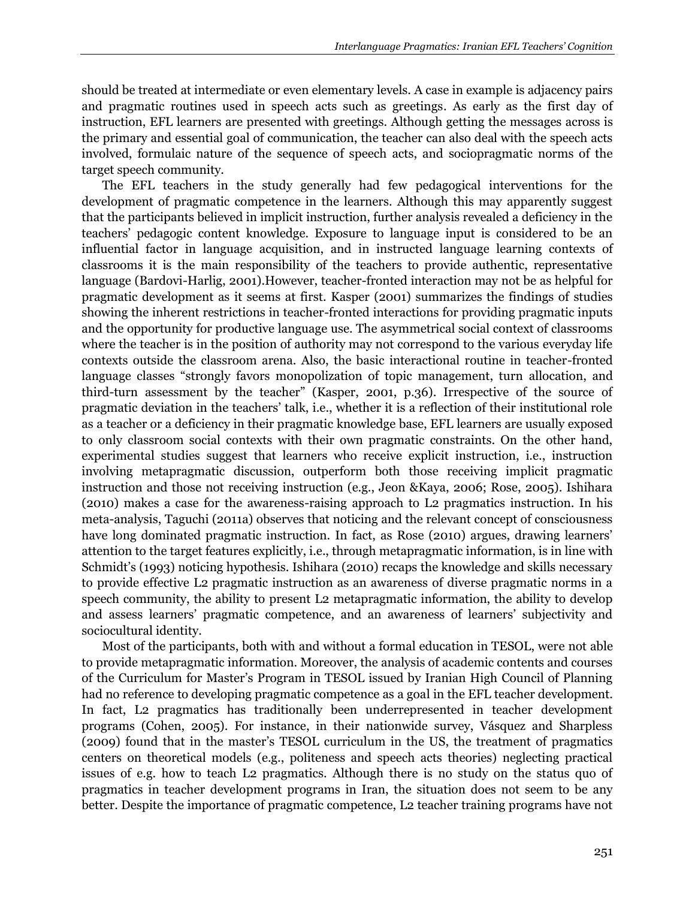should be treated at intermediate or even elementary levels. A case in example is adjacency pairs and pragmatic routines used in speech acts such as greetings. As early as the first day of instruction, EFL learners are presented with greetings. Although getting the messages across is the primary and essential goal of communication, the teacher can also deal with the speech acts involved, formulaic nature of the sequence of speech acts, and sociopragmatic norms of the target speech community.

The EFL teachers in the study generally had few pedagogical interventions for the development of pragmatic competence in the learners. Although this may apparently suggest that the participants believed in implicit instruction, further analysis revealed a deficiency in the teachers' pedagogic content knowledge. Exposure to language input is considered to be an influential factor in language acquisition, and in instructed language learning contexts of classrooms it is the main responsibility of the teachers to provide authentic, representative language (Bardovi-Harlig, 2001).However, teacher-fronted interaction may not be as helpful for pragmatic development as it seems at first. Kasper (2001) summarizes the findings of studies showing the inherent restrictions in teacher-fronted interactions for providing pragmatic inputs and the opportunity for productive language use. The asymmetrical social context of classrooms where the teacher is in the position of authority may not correspond to the various everyday life contexts outside the classroom arena. Also, the basic interactional routine in teacher-fronted language classes "strongly favors monopolization of topic management, turn allocation, and third-turn assessment by the teacher" (Kasper, 2001, p.36). Irrespective of the source of pragmatic deviation in the teachers' talk, i.e., whether it is a reflection of their institutional role as a teacher or a deficiency in their pragmatic knowledge base, EFL learners are usually exposed to only classroom social contexts with their own pragmatic constraints. On the other hand, experimental studies suggest that learners who receive explicit instruction, i.e., instruction involving metapragmatic discussion, outperform both those receiving implicit pragmatic instruction and those not receiving instruction (e.g., Jeon &Kaya, 2006; Rose, 2005). Ishihara (2010) makes a case for the awareness-raising approach to L2 pragmatics instruction. In his meta-analysis, Taguchi (2011a) observes that noticing and the relevant concept of consciousness have long dominated pragmatic instruction. In fact, as Rose (2010) argues, drawing learners' attention to the target features explicitly, i.e., through metapragmatic information, is in line with Schmidt's (1993) noticing hypothesis. Ishihara (2010) recaps the knowledge and skills necessary to provide effective L2 pragmatic instruction as an awareness of diverse pragmatic norms in a speech community, the ability to present L2 metapragmatic information, the ability to develop and assess learners' pragmatic competence, and an awareness of learners' subjectivity and sociocultural identity.

Most of the participants, both with and without a formal education in TESOL, were not able to provide metapragmatic information. Moreover, the analysis of academic contents and courses of the Curriculum for Master's Program in TESOL issued by Iranian High Council of Planning had no reference to developing pragmatic competence as a goal in the EFL teacher development. In fact, L2 pragmatics has traditionally been underrepresented in teacher development programs (Cohen, 2005). For instance, in their nationwide survey, Vásquez and Sharpless (2009) found that in the master's TESOL curriculum in the US, the treatment of pragmatics centers on theoretical models (e.g., politeness and speech acts theories) neglecting practical issues of e.g. how to teach L2 pragmatics. Although there is no study on the status quo of pragmatics in teacher development programs in Iran, the situation does not seem to be any better. Despite the importance of pragmatic competence, L2 teacher training programs have not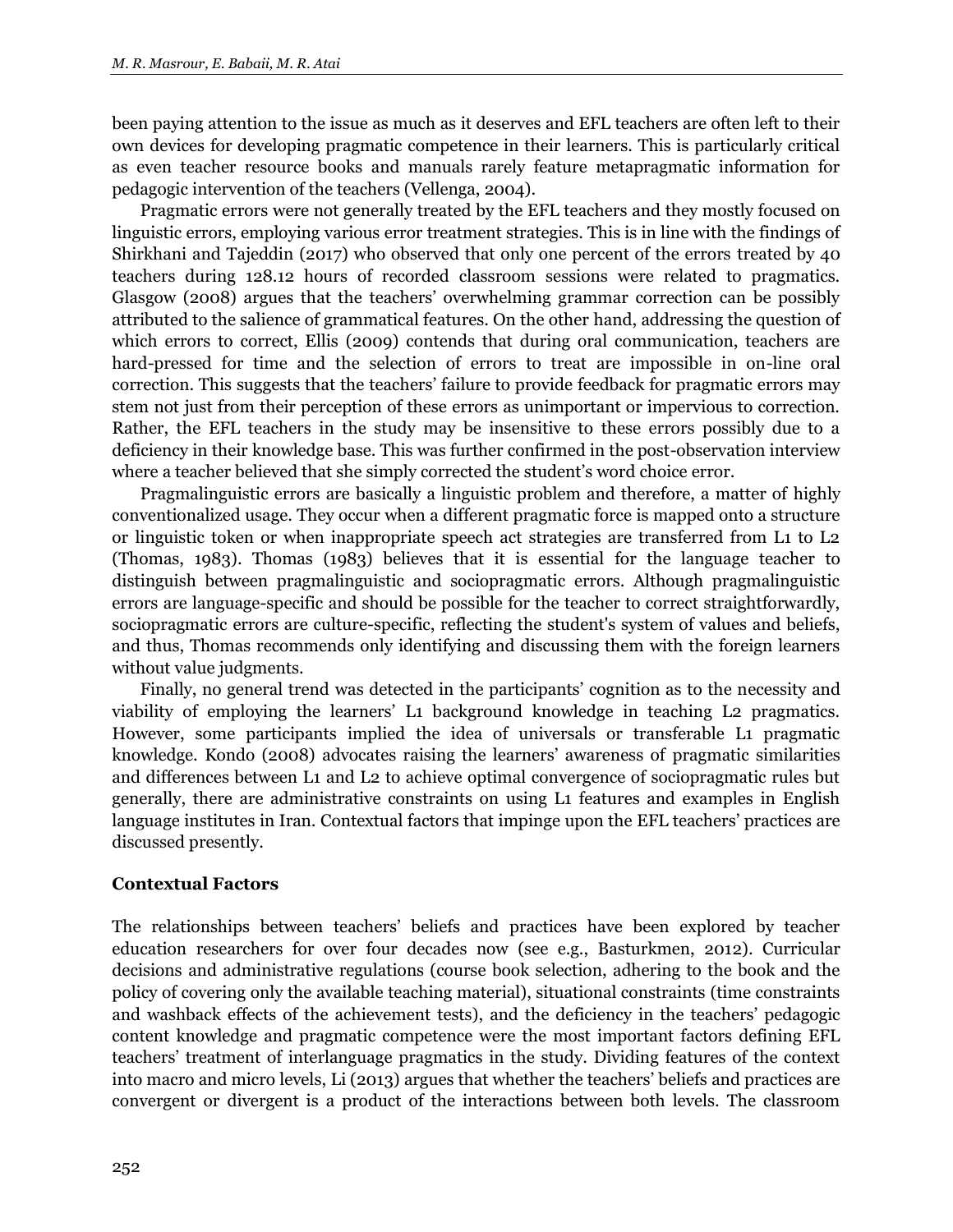been paying attention to the issue as much as it deserves and EFL teachers are often left to their own devices for developing pragmatic competence in their learners. This is particularly critical as even teacher resource books and manuals rarely feature metapragmatic information for pedagogic intervention of the teachers (Vellenga, 2004).

Pragmatic errors were not generally treated by the EFL teachers and they mostly focused on linguistic errors, employing various error treatment strategies. This is in line with the findings of Shirkhani and Tajeddin (2017) who observed that only one percent of the errors treated by 40 teachers during 128.12 hours of recorded classroom sessions were related to pragmatics. Glasgow (2008) argues that the teachers' overwhelming grammar correction can be possibly attributed to the salience of grammatical features. On the other hand, addressing the question of which errors to correct, Ellis (2009) contends that during oral communication, teachers are hard-pressed for time and the selection of errors to treat are impossible in on-line oral correction. This suggests that the teachers' failure to provide feedback for pragmatic errors may stem not just from their perception of these errors as unimportant or impervious to correction. Rather, the EFL teachers in the study may be insensitive to these errors possibly due to a deficiency in their knowledge base. This was further confirmed in the post-observation interview where a teacher believed that she simply corrected the student's word choice error.

Pragmalinguistic errors are basically a linguistic problem and therefore, a matter of highly conventionalized usage. They occur when a different pragmatic force is mapped onto a structure or linguistic token or when inappropriate speech act strategies are transferred from L1 to L2 (Thomas, 1983). Thomas (1983) believes that it is essential for the language teacher to distinguish between pragmalinguistic and sociopragmatic errors. Although pragmalinguistic errors are language-specific and should be possible for the teacher to correct straightforwardly, sociopragmatic errors are culture-specific, reflecting the student's system of values and beliefs, and thus, Thomas recommends only identifying and discussing them with the foreign learners without value judgments.

Finally, no general trend was detected in the participants' cognition as to the necessity and viability of employing the learners' L1 background knowledge in teaching L2 pragmatics. However, some participants implied the idea of universals or transferable L1 pragmatic knowledge. Kondo (2008) advocates raising the learners' awareness of pragmatic similarities and differences between L1 and L2 to achieve optimal convergence of sociopragmatic rules but generally, there are administrative constraints on using L1 features and examples in English language institutes in Iran. Contextual factors that impinge upon the EFL teachers' practices are discussed presently.

**Contextual Factors**

The relationships between teachers' beliefs and practices have been explored by teacher education researchers for over four decades now (see e.g., Basturkmen, 2012). Curricular decisions and administrative regulations (course book selection, adhering to the book and the policy of covering only the available teaching material), situational constraints (time constraints and washback effects of the achievement tests), and the deficiency in the teachers' pedagogic content knowledge and pragmatic competence were the most important factors defining EFL teachers' treatment of interlanguage pragmatics in the study. Dividing features of the context into macro and micro levels, Li (2013) argues that whether the teachers' beliefs and practices are convergent or divergent is a product of the interactions between both levels. The classroom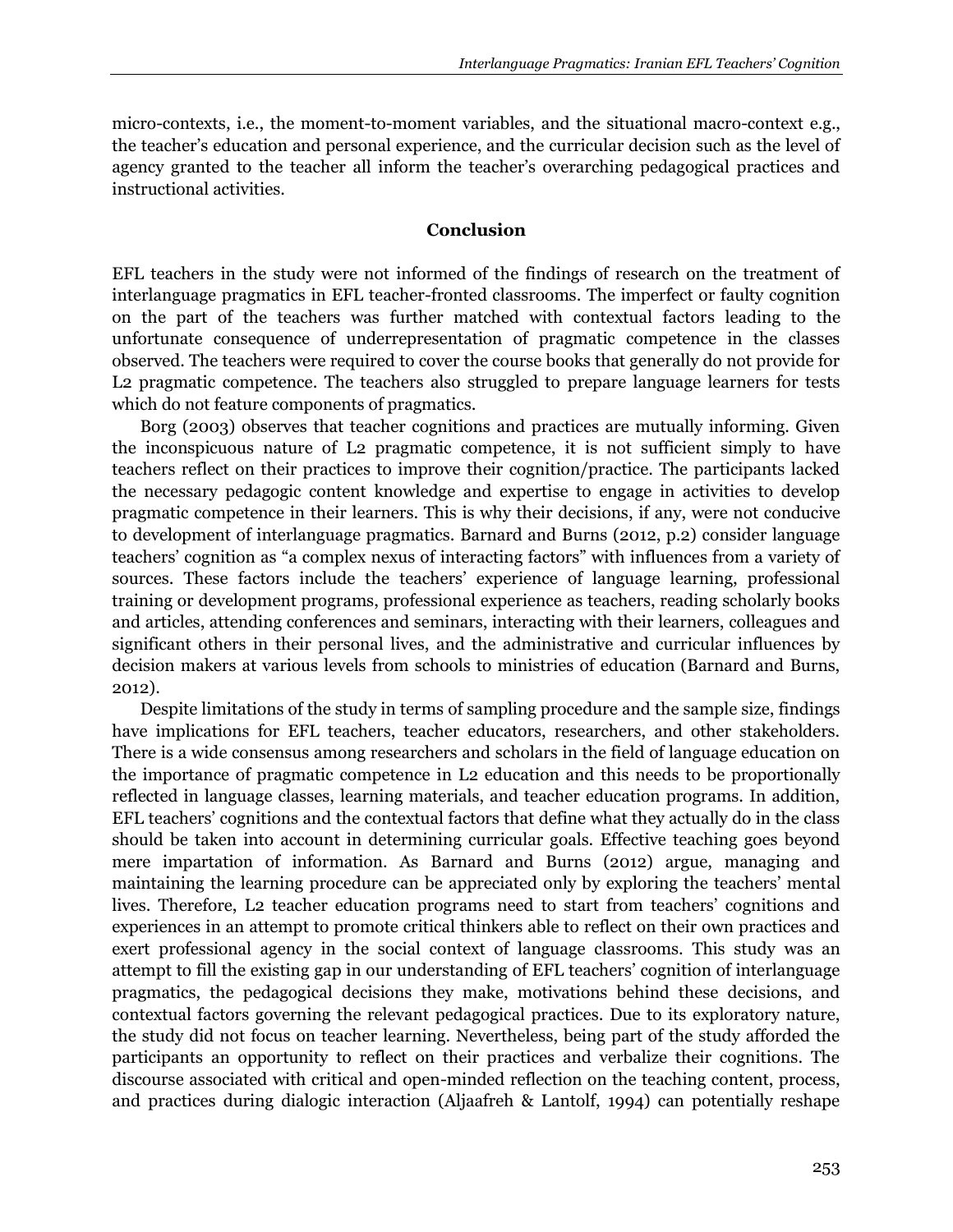micro-contexts, i.e., the moment-to-moment variables, and the situational macro-context e.g., the teacher's education and personal experience, and the curricular decision such as the level of agency granted to the teacher all inform the teacher's overarching pedagogical practices and instructional activities.

## Conclusion

EFL teachers in the study were not informed of the findings of research on the treatment of interlanguage pragmatics in EFL teacher-fronted classrooms. The imperfect or faulty cognition on the part of the teachers was further matched with contextual factors leading to the unfortunate consequence of underrepresentation of pragmatic competence in the classes observed. The teachers were required to cover the course books that generally do not provide for L2 pragmatic competence. The teachers also struggled to prepare language learners for tests which do not feature components of pragmatics.

Borg (2003) observes that teacher cognitions and practices are mutually informing. Given the inconspicuous nature of L2 pragmatic competence, it is not sufficient simply to have teachers reflect on their practices to improve their cognition/practice. The participants lacked the necessary pedagogic content knowledge and expertise to engage in activities to develop pragmatic competence in their learners. This is why their decisions, if any, were not conducive to development of interlanguage pragmatics. Barnard and Burns (2012, p.2) consider language teachers' cognition as "a complex nexus of interacting factors" with influences from a variety of sources. These factors include the teachers' experience of language learning, professional training or development programs, professional experience as teachers, reading scholarly books and articles, attending conferences and seminars, interacting with their learners, colleagues and significant others in their personal lives, and the administrative and curricular influences by decision makers at various levels from schools to ministries of education (Barnard and Burns, 2012).

Despite limitations of the study in terms of sampling procedure and the sample size, findings have implications for EFL teachers, teacher educators, researchers, and other stakeholders. There is a wide consensus among researchers and scholars in the field of language education on the importance of pragmatic competence in L2 education and this needs to be proportionally reflected in language classes, learning materials, and teacher education programs. In addition, EFL teachers' cognitions and the contextual factors that define what they actually do in the class should be taken into account in determining curricular goals. Effective teaching goes beyond mere impartation of information. As Barnard and Burns (2012) argue, managing and maintaining the learning procedure can be appreciated only by exploring the teachers' mental lives. Therefore, L2 teacher education programs need to start from teachers' cognitions and experiences in an attempt to promote critical thinkers able to reflect on their own practices and exert professional agency in the social context of language classrooms. This study was an attempt to fill the existing gap in our understanding of EFL teachers' cognition of interlanguage pragmatics, the pedagogical decisions they make, motivations behind these decisions, and contextual factors governing the relevant pedagogical practices. Due to its exploratory nature, the study did not focus on teacher learning. Nevertheless, being part of the study afforded the participants an opportunity to reflect on their practices and verbalize their cognitions. The discourse associated with critical and open-minded reflection on the teaching content, process, and practices during dialogic interaction (Aljaafreh & Lantolf, 1994) can potentially reshape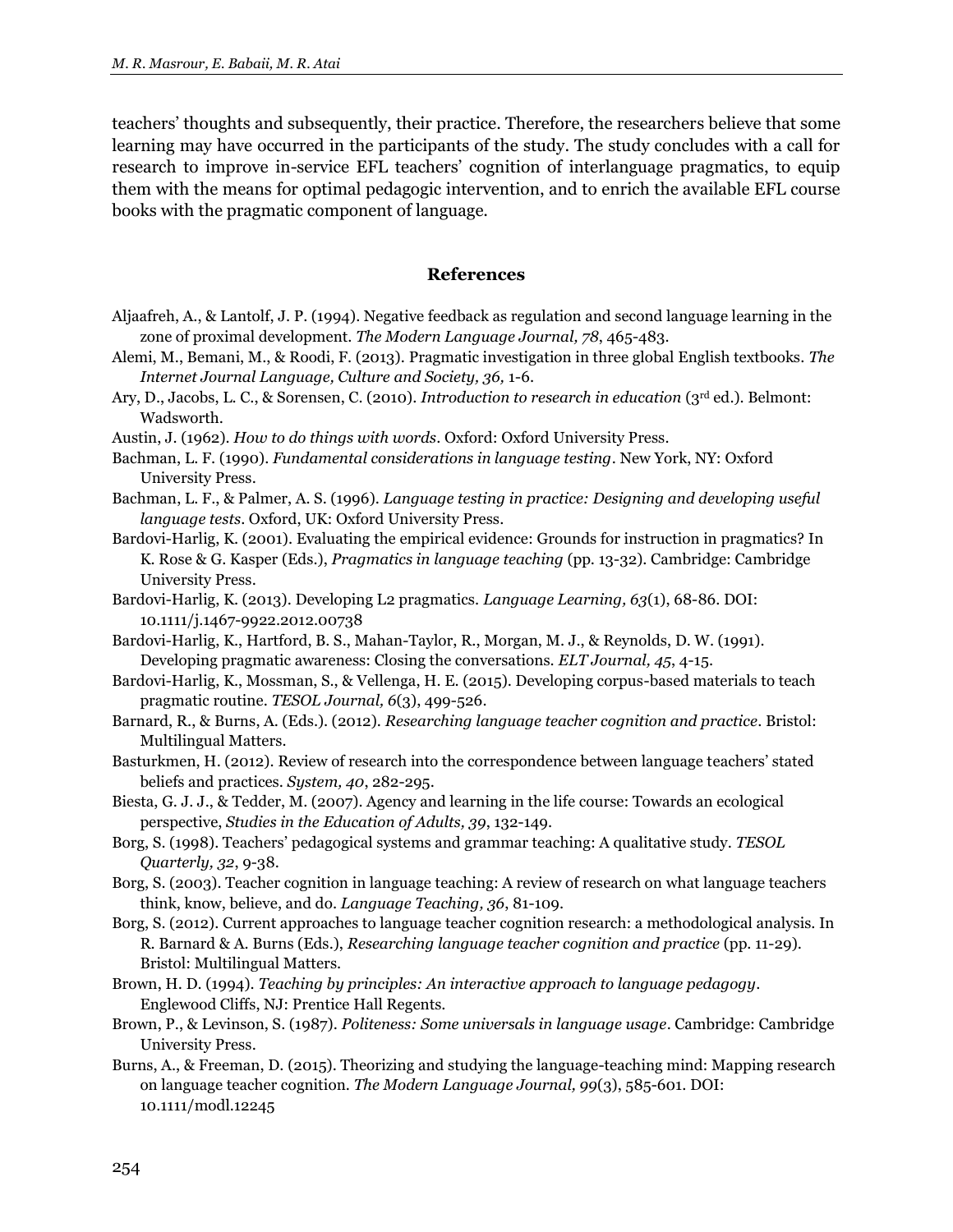teachers' thoughts and subsequently, their practice. Therefore, the researchers believe that some learning may have occurred in the participants of the study. The study concludes with a call for research to improve in-service EFL teachers' cognition of interlanguage pragmatics, to equip them with the means for optimal pedagogic intervention, and to enrich the available EFL course books with the pragmatic component of language.

## References

Aljaafreh, A., & Lantolf, J. P. (1994). Negative feedback as regulation and second language learning in the zone of proximal development. *The Modern Language Journal, 78*, 465-483.

Alemi, M., Bemani, M., & Roodi, F. (2013). Pragmatic investigation in three global English textbooks. *The Internet Journal Language, Culture and Society, 36,* 1-6.

Ary, D., Jacobs, L. C., & Sorensen, C. (2010). *Introduction to research in education* (3rd ed.). Belmont: Wadsworth.

Austin, J. (1962). *How to do things with words*. Oxford: Oxford University Press.

Bachman, L. F. (1990). *Fundamental considerations in language testing*. New York, NY: Oxford University Press.

Bachman, L. F., & Palmer, A. S. (1996). *Language testing in practice: Designing and developing useful language tests*. Oxford, UK: Oxford University Press.

Bardovi-Harlig, K. (2001). Evaluating the empirical evidence: Grounds for instruction in pragmatics? In K. Rose & G. Kasper (Eds.), *Pragmatics in language teaching* (pp. 13-32). Cambridge: Cambridge University Press.

Bardovi-Harlig, K. (2013). Developing L2 pragmatics. *Language Learning, 63*(1), 68-86. DOI: 10.1111/j.1467-9922.2012.00738

Bardovi-Harlig, K., Hartford, B. S., Mahan-Taylor, R., Morgan, M. J., & Reynolds, D. W. (1991). Developing pragmatic awareness: Closing the conversations. *ELT Journal, 45*, 4-15.

Bardovi-Harlig, K., Mossman, S., & Vellenga, H. E. (2015). Developing corpus-based materials to teach pragmatic routine. *TESOL Journal, 6*(3), 499-526.

Barnard, R., & Burns, A. (Eds.). (2012). *Researching language teacher cognition and practice*. Bristol: Multilingual Matters.

Basturkmen, H. (2012). Review of research into the correspondence between language teachers' stated beliefs and practices. *System, 40*, 282-295.

Biesta, G. J. J., & Tedder, M. (2007). Agency and learning in the life course: Towards an ecological perspective, *Studies in the Education of Adults, 39*, 132-149.

Borg, S. (1998). Teachers' pedagogical systems and grammar teaching: A qualitative study. *TESOL Quarterly, 32*, 9-38.

Borg, S. (2003). Teacher cognition in language teaching: A review of research on what language teachers think, know, believe, and do. *Language Teaching, 36*, 81-109.

Borg, S. (2012). Current approaches to language teacher cognition research: a methodological analysis. In R. Barnard & A. Burns (Eds.), *Researching language teacher cognition and practice* (pp. 11-29). Bristol: Multilingual Matters.

Brown, H. D. (1994). *Teaching by principles: An interactive approach to language pedagogy*. Englewood Cliffs, NJ: Prentice Hall Regents.

Brown, P., & Levinson, S. (1987). *Politeness: Some universals in language usage*. Cambridge: Cambridge University Press.

Burns, A., & Freeman, D. (2015). Theorizing and studying the language-teaching mind: Mapping research on language teacher cognition. *The Modern Language Journal, 99*(3), 585-601. DOI: 10.1111/modl.12245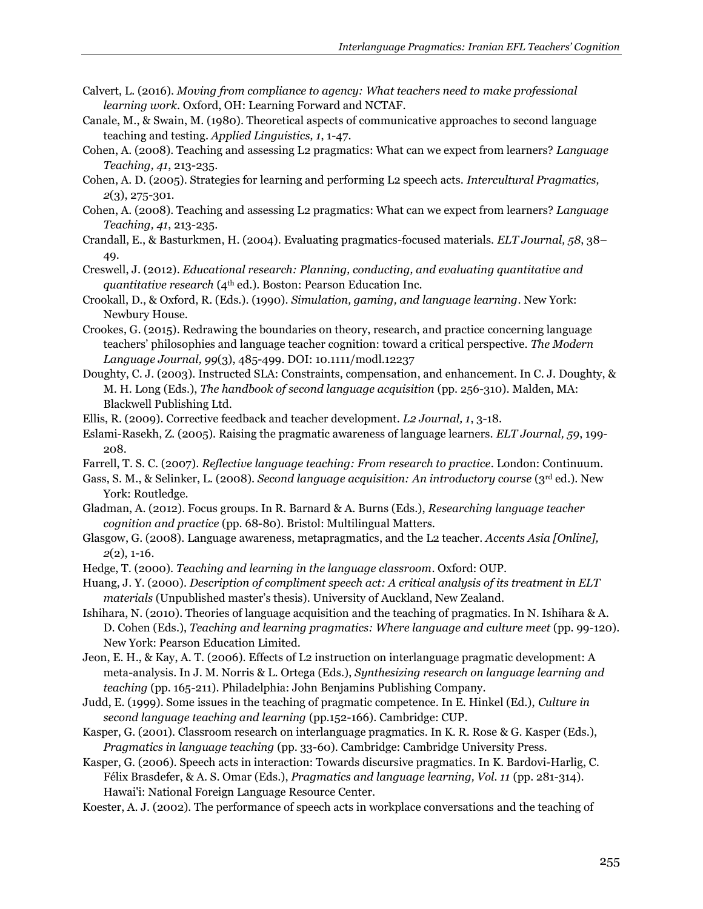Calvert, L. (2016). *Moving from compliance to agency: What teachers need to make professional learning work*. Oxford, OH: Learning Forward and NCTAF.

Canale, M., & Swain, M. (1980). Theoretical aspects of communicative approaches to second language teaching and testing. *Applied Linguistics, 1*, 1-47.

Cohen, A. (2008). Teaching and assessing L2 pragmatics: What can we expect from learners? *Language Teaching, 41*, 213-235.

Cohen, A. D. (2005). Strategies for learning and performing L2 speech acts. *Intercultural Pragmatics, 2*(3), 275-301.

Cohen, A. (2008). Teaching and assessing L2 pragmatics: What can we expect from learners? *Language Teaching, 41*, 213-235.

Crandall, E., & Basturkmen, H. (2004). Evaluating pragmatics-focused materials. *ELT Journal, 58*, 38–49.

Creswell, J. (2012). *Educational research: Planning, conducting, and evaluating quantitative and quantitative research* (4th ed.). Boston: Pearson Education Inc.

Crookall, D., & Oxford, R. (Eds.). (1990). *Simulation, gaming, and language learning*. New York: Newbury House.

Crookes, G. (2015). Redrawing the boundaries on theory, research, and practice concerning language teachers' philosophies and language teacher cognition: toward a critical perspective. *The Modern Language Journal, 99*(3), 485-499. DOI: 10.1111/modl.12237

Doughty, C. J. (2003). Instructed SLA: Constraints, compensation, and enhancement. In C. J. Doughty, & M. H. Long (Eds.), *The handbook of second language acquisition* (pp. 256-310). Malden, MA: Blackwell Publishing Ltd.

Ellis, R. (2009). Corrective feedback and teacher development. *L2 Journal, 1*, 3-18.

Eslami-Rasekh, Z. (2005). Raising the pragmatic awareness of language learners. *ELT Journal, 59*, 199-208.

Farrell, T. S. C. (2007). *Reflective language teaching: From research to practice*. London: Continuum.

Gass, S. M., & Selinker, L. (2008). *Second language acquisition: An introductory course* (3rd ed.). New York: Routledge.

Gladman, A. (2012). Focus groups. In R. Barnard & A. Burns (Eds.), *Researching language teacher cognition and practice* (pp. 68-80). Bristol: Multilingual Matters.

Glasgow, G. (2008). Language awareness, metapragmatics, and the L2 teacher. *Accents Asia [Online], 2*(2), 1-16.

Hedge, T. (2000). *Teaching and learning in the language classroom*. Oxford: OUP.

Huang, J. Y. (2000). *Description of compliment speech act: A critical analysis of its treatment in ELT materials* (Unpublished master's thesis). University of Auckland, New Zealand.

Ishihara, N. (2010). Theories of language acquisition and the teaching of pragmatics. In N. Ishihara & A. D. Cohen (Eds.), *Teaching and learning pragmatics: Where language and culture meet* (pp. 99-120). New York: Pearson Education Limited.

Jeon, E. H., & Kay, A. T. (2006). Effects of L2 instruction on interlanguage pragmatic development: A meta-analysis. In J. M. Norris & L. Ortega (Eds.), *Synthesizing research on language learning and teaching* (pp. 165-211). Philadelphia: John Benjamins Publishing Company.

Judd, E. (1999). Some issues in the teaching of pragmatic competence. In E. Hinkel (Ed.), *Culture in second language teaching and learning* (pp.152-166). Cambridge: CUP.

Kasper, G. (2001). Classroom research on interlanguage pragmatics. In K. R. Rose & G. Kasper (Eds.), *Pragmatics in language teaching* (pp. 33-60). Cambridge: Cambridge University Press.

Kasper, G. (2006). Speech acts in interaction: Towards discursive pragmatics. In K. Bardovi-Harlig, C. Félix Brasdefer, & A. S. Omar (Eds.), *Pragmatics and language learning, Vol. 11* (pp. 281-314). Hawai'i: National Foreign Language Resource Center.

Koester, A. J. (2002). The performance of speech acts in workplace conversations and the teaching of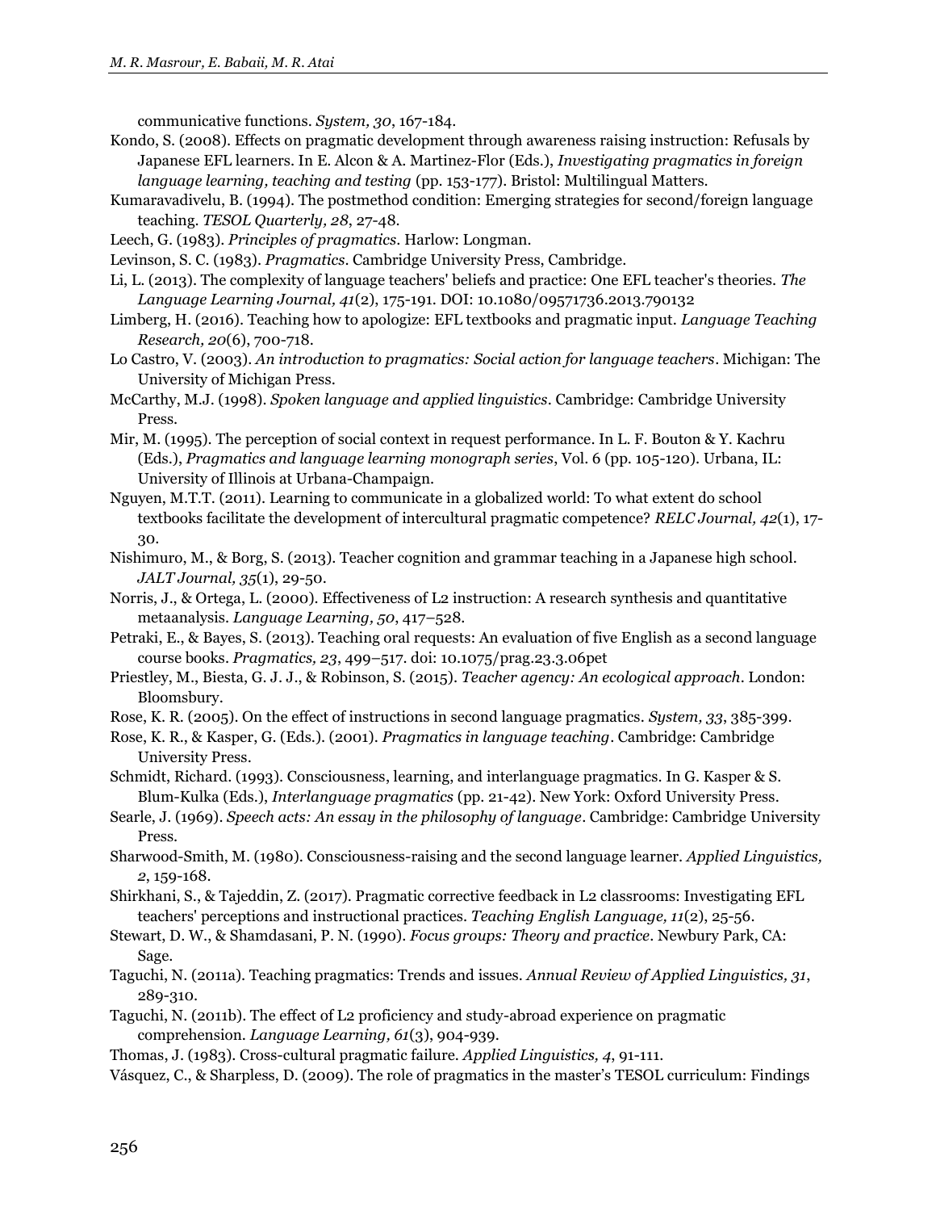communicative functions. *System, 30*, 167-184.

Kondo, S. (2008). Effects on pragmatic development through awareness raising instruction: Refusals by Japanese EFL learners. In E. Alcon & A. Martinez-Flor (Eds.), *Investigating pragmatics in foreign language learning, teaching and testing* (pp. 153-177). Bristol: Multilingual Matters.

Kumaravadivelu, B. (1994). The postmethod condition: Emerging strategies for second/foreign language teaching. *TESOL Quarterly, 28*, 27-48.

Leech, G. (1983). *Principles of pragmatics*. Harlow: Longman.

Levinson, S. C. (1983). *Pragmatics*. Cambridge University Press, Cambridge.

Li, L. (2013). The complexity of language teachers' beliefs and practice: One EFL teacher's theories. *The Language Learning Journal, 41*(2), 175-191. DOI: 10.1080/09571736.2013.790132

Limberg, H. (2016). Teaching how to apologize: EFL textbooks and pragmatic input. *Language Teaching Research, 20*(6), 700-718.

Lo Castro, V. (2003). *An introduction to pragmatics: Social action for language teachers*. Michigan: The University of Michigan Press.

McCarthy, M.J. (1998). *Spoken language and applied linguistics*. Cambridge: Cambridge University Press.

Mir, M. (1995). The perception of social context in request performance. In L. F. Bouton & Y. Kachru (Eds.), *Pragmatics and language learning monograph series*, Vol. 6 (pp. 105-120). Urbana, IL: University of Illinois at Urbana-Champaign.

Nguyen, M.T.T. (2011). Learning to communicate in a globalized world: To what extent do school textbooks facilitate the development of intercultural pragmatic competence? *RELC Journal, 42*(1), 17-30.

Nishimuro, M., & Borg, S. (2013). Teacher cognition and grammar teaching in a Japanese high school. *JALT Journal, 35*(1), 29-50.

Norris, J., & Ortega, L. (2000). Effectiveness of L2 instruction: A research synthesis and quantitative metaanalysis. *Language Learning, 50*, 417–528.

Petraki, E., & Bayes, S. (2013). Teaching oral requests: An evaluation of five English as a second language course books. *Pragmatics, 23*, 499–517. doi: 10.1075/prag.23.3.06pet

Priestley, M., Biesta, G. J. J., & Robinson, S. (2015). *Teacher agency: An ecological approach*. London: Bloomsbury.

Rose, K. R. (2005). On the effect of instructions in second language pragmatics. *System, 33*, 385-399.

Rose, K. R., & Kasper, G. (Eds.). (2001). *Pragmatics in language teaching*. Cambridge: Cambridge University Press.

Schmidt, Richard. (1993). Consciousness, learning, and interlanguage pragmatics. In G. Kasper & S. Blum-Kulka (Eds.), *Interlanguage pragmatics* (pp. 21-42). New York: Oxford University Press.

Searle, J. (1969). *Speech acts: An essay in the philosophy of language*. Cambridge: Cambridge University Press.

Sharwood-Smith, M. (1980). Consciousness-raising and the second language learner. *Applied Linguistics, 2*, 159-168.

Shirkhani, S., & Tajeddin, Z. (2017). Pragmatic corrective feedback in L2 classrooms: Investigating EFL teachers' perceptions and instructional practices. *Teaching English Language, 11*(2), 25-56.

Stewart, D. W., & Shamdasani, P. N. (1990). *Focus groups: Theory and practice*. Newbury Park, CA: Sage.

Taguchi, N. (2011a). Teaching pragmatics: Trends and issues. *Annual Review of Applied Linguistics, 31*, 289-310.

Taguchi, N. (2011b). The effect of L2 proficiency and study-abroad experience on pragmatic comprehension. *Language Learning, 61*(3), 904-939.

Thomas, J. (1983). Cross-cultural pragmatic failure. *Applied Linguistics, 4*, 91-111.

Vásquez, C., & Sharpless, D. (2009). The role of pragmatics in the master's TESOL curriculum: Findings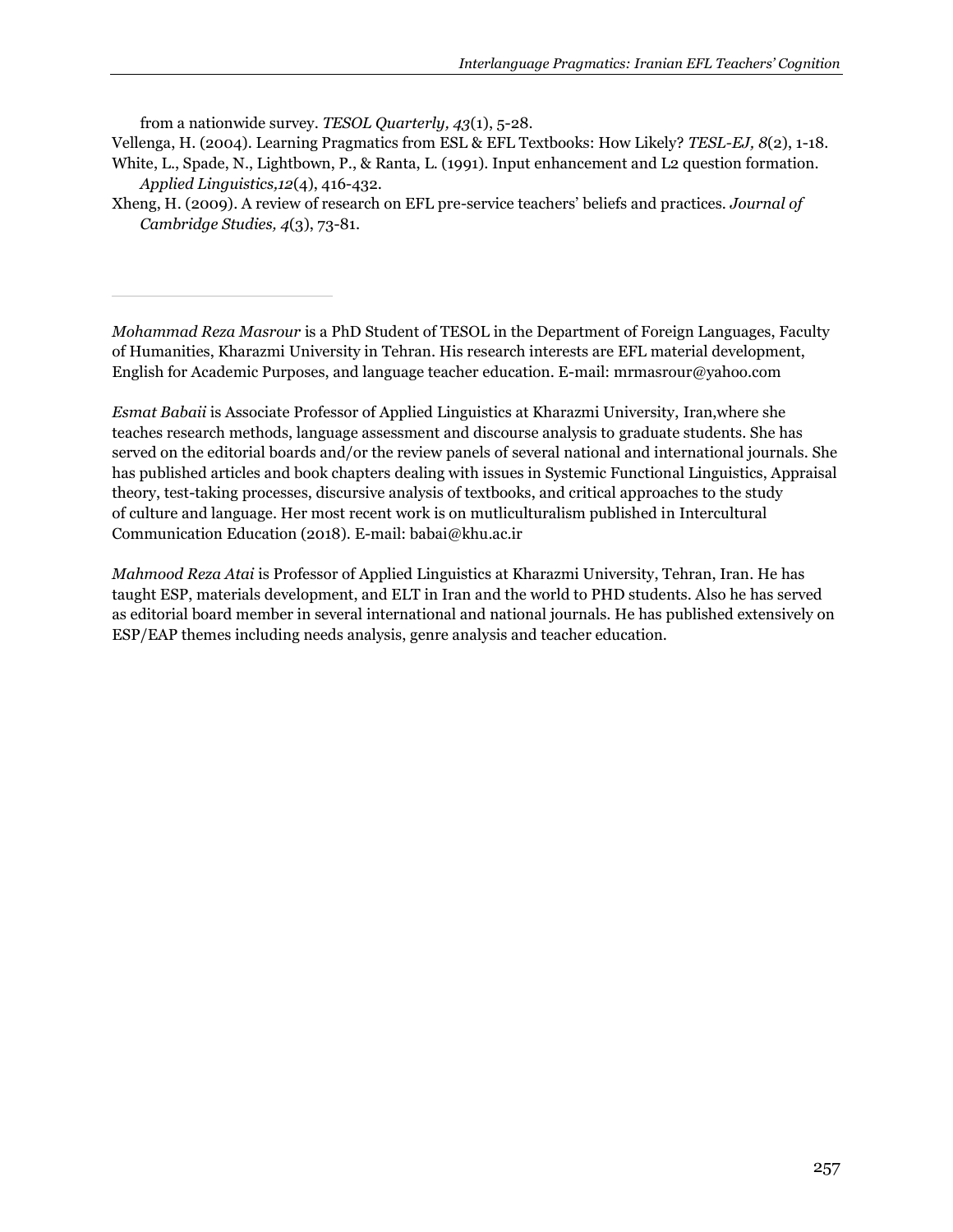from a nationwide survey. *TESOL Quarterly, 43*(1), 5-28.

Vellenga, H. (2004). Learning Pragmatics from ESL & EFL Textbooks: How Likely? *TESL-EJ, 8*(2), 1-18.

White, L., Spade, N., Lightbown, P., & Ranta, L. (1991). Input enhancement and L2 question formation. *Applied Linguistics,12*(4), 416-432.

Xheng, H. (2009). A review of research on EFL pre-service teachers' beliefs and practices. *Journal of Cambridge Studies, 4*(3), 73-81.

---

*Mohammad Reza Masrour* is a PhD Student of TESOL in the Department of Foreign Languages, Faculty of Humanities, Kharazmi University in Tehran. His research interests are EFL material development, English for Academic Purposes, and language teacher education. E-mail: mrmasrour@yahoo.com

*Esmat Babaii* is Associate Professor of Applied Linguistics at Kharazmi University, Iran,where she teaches research methods, language assessment and discourse analysis to graduate students. She has served on the editorial boards and/or the review panels of several national and international journals. She has published articles and book chapters dealing with issues in Systemic Functional Linguistics, Appraisal theory, test-taking processes, discursive analysis of textbooks, and critical approaches to the study of culture and language. Her most recent work is on mutliculturalism published in Intercultural Communication Education (2018). E-mail: babai@khu.ac.ir

*Mahmood Reza Atai* is Professor of Applied Linguistics at Kharazmi University, Tehran, Iran. He has taught ESP, materials development, and ELT in Iran and the world to PHD students. Also he has served as editorial board member in several international and national journals. He has published extensively on ESP/EAP themes including needs analysis, genre analysis and teacher education.